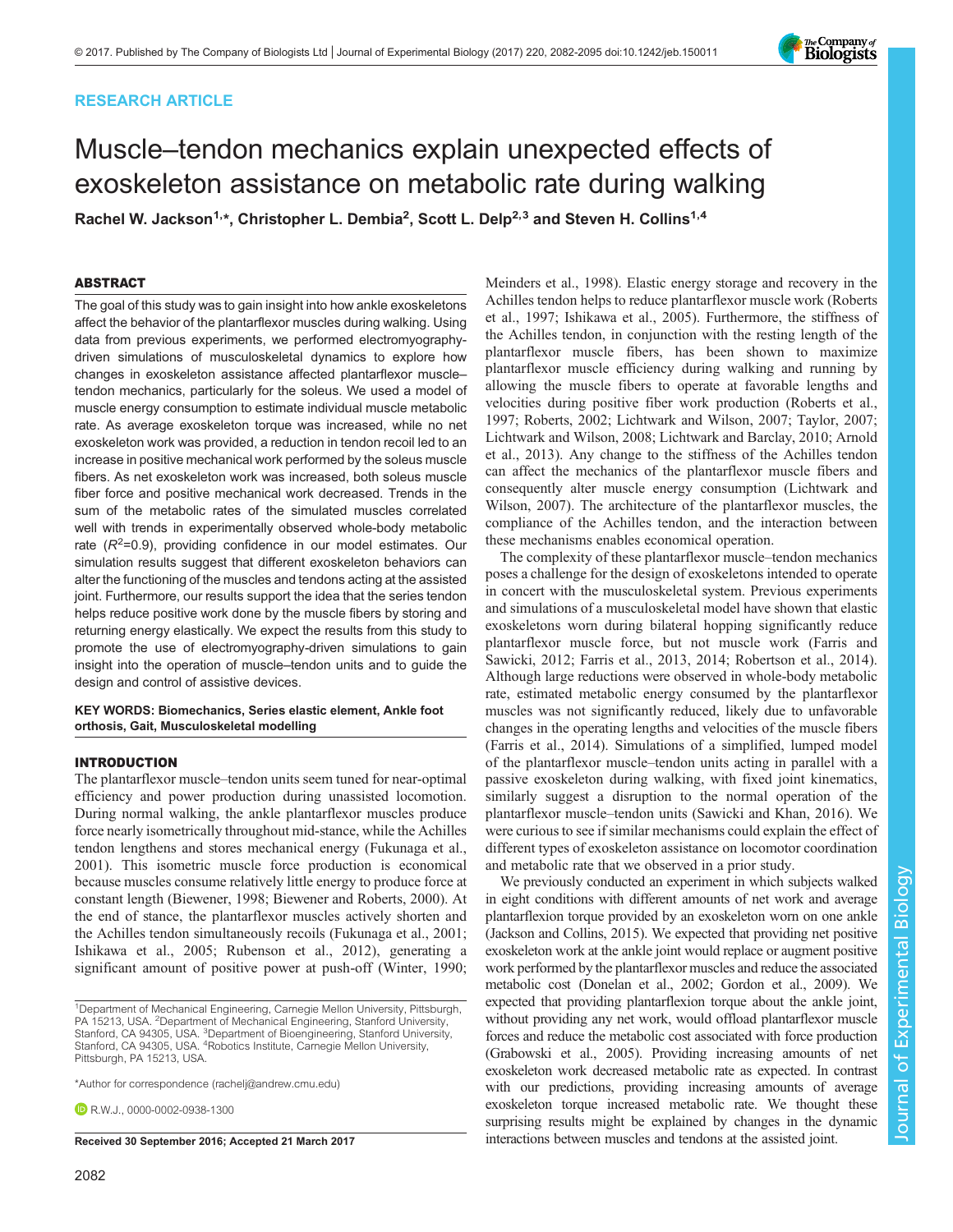RESEARCH ARTICLE

# Muscle–tendon mechanics explain unexpected effects of exoskeleton assistance on metabolic rate during walking

**Rachel W. Jackson[1,*], Christopher L. Dembia[2], Scott L. Delp[2,3] and Steven H. Collins[1,4]**

## ABSTRACT

The goal of this study was to gain insight into how ankle exoskeletons affect the behavior of the plantarflexor muscles during walking. Using data from previous experiments, we performed electromyography-driven simulations of musculoskeletal dynamics to explore how changes in exoskeleton assistance affected plantarflexor muscle–tendon mechanics, particularly for the soleus. We used a model of muscle energy consumption to estimate individual muscle metabolic rate. As average exoskeleton torque was increased, while no net exoskeleton work was provided, a reduction in tendon recoil led to an increase in positive mechanical work performed by the soleus muscle fibers. As net exoskeleton work was increased, both soleus muscle fiber force and positive mechanical work decreased. Trends in the sum of the metabolic rates of the simulated muscles correlated well with trends in experimentally observed whole-body metabolic rate ($R^2$=0.9), providing confidence in our model estimates. Our simulation results suggest that different exoskeleton behaviors can alter the functioning of the muscles and tendons acting at the assisted joint. Furthermore, our results support the idea that the series tendon helps reduce positive work done by the muscle fibers by storing and returning energy elastically. We expect the results from this study to promote the use of electromyography-driven simulations to gain insight into the operation of muscle–tendon units and to guide the design and control of assistive devices.

**KEY WORDS: Biomechanics, Series elastic element, Ankle foot orthosis, Gait, Musculoskeletal modelling**

## INTRODUCTION

The plantarflexor muscle–tendon units seem tuned for near-optimal efficiency and power production during unassisted locomotion. During normal walking, the ankle plantarflexor muscles produce force nearly isometrically throughout mid-stance, while the Achilles tendon lengthens and stores mechanical energy (Fukunaga et al., 2001). This isometric muscle force production is economical because muscles consume relatively little energy to produce force at constant length (Biewener, 1998; Biewener and Roberts, 2000). At the end of stance, the plantarflexor muscles actively shorten and the Achilles tendon simultaneously recoils (Fukunaga et al., 2001; Ishikawa et al., 2005; Rubenson et al., 2012), generating a significant amount of positive power at push-off (Winter, 1990; Meinders et al., 1998). Elastic energy storage and recovery in the Achilles tendon helps to reduce plantarflexor muscle work (Roberts et al., 1997; Ishikawa et al., 2005). Furthermore, the stiffness of the Achilles tendon, in conjunction with the resting length of the plantarflexor muscle fibers, has been shown to maximize plantarflexor muscle efficiency during walking and running by allowing the muscle fibers to operate at favorable lengths and velocities during positive fiber work production (Roberts et al., 1997; Roberts, 2002; Lichtwark and Wilson, 2007; Taylor, 2007; Lichtwark and Wilson, 2008; Lichtwark and Barclay, 2010; Arnold et al., 2013). Any change to the stiffness of the Achilles tendon can affect the mechanics of the plantarflexor muscle fibers and consequently alter muscle energy consumption (Lichtwark and Wilson, 2007). The architecture of the plantarflexor muscles, the compliance of the Achilles tendon, and the interaction between these mechanisms enables economical operation.

The complexity of these plantarflexor muscle–tendon mechanics poses a challenge for the design of exoskeletons intended to operate in concert with the musculoskeletal system. Previous experiments and simulations of a musculoskeletal model have shown that elastic exoskeletons worn during bilateral hopping significantly reduce plantarflexor muscle force, but not muscle work (Farris and Sawicki, 2012; Farris et al., 2013, 2014; Robertson et al., 2014). Although large reductions were observed in whole-body metabolic rate, estimated metabolic energy consumed by the plantarflexor muscles was not significantly reduced, likely due to unfavorable changes in the operating lengths and velocities of the muscle fibers (Farris et al., 2014). Simulations of a simplified, lumped model of the plantarflexor muscle–tendon units acting in parallel with a passive exoskeleton during walking, with fixed joint kinematics, similarly suggest a disruption to the normal operation of the plantarflexor muscle–tendon units (Sawicki and Khan, 2016). We were curious to see if similar mechanisms could explain the effect of different types of exoskeleton assistance on locomotor coordination and metabolic rate that we observed in a prior study.

We previously conducted an experiment in which subjects walked in eight conditions with different amounts of net work and average plantarflexion torque provided by an exoskeleton worn on one ankle (Jackson and Collins, 2015). We expected that providing net positive exoskeleton work at the ankle joint would replace or augment positive work performed by the plantarflexor muscles and reduce the associated metabolic cost (Donelan et al., 2002; Gordon et al., 2009). We expected that providing plantarflexion torque about the ankle joint, without providing any net work, would offload plantarflexor muscle forces and reduce the metabolic cost associated with force production (Grabowski et al., 2005). Providing increasing amounts of net exoskeleton work decreased metabolic rate as expected. In contrast with our predictions, providing increasing amounts of average exoskeleton torque increased metabolic rate. We thought these surprising results might be explained by changes in the dynamic interactions between muscles and tendons at the assisted joint.

[1]Department of Mechanical Engineering, Carnegie Mellon University, Pittsburgh, PA 15213, USA. [2]Department of Mechanical Engineering, Stanford University, Stanford, CA 94305, USA. [3]Department of Bioengineering, Stanford University, Stanford, CA 94305, USA. [4]Robotics Institute, Carnegie Mellon University, Pittsburgh, PA 15213, USA.

*Author for correspondence (rachelj@andrew.cmu.edu)

R.W.J., 0000-0002-0938-1300

**Received 30 September 2016; Accepted 21 March 2017**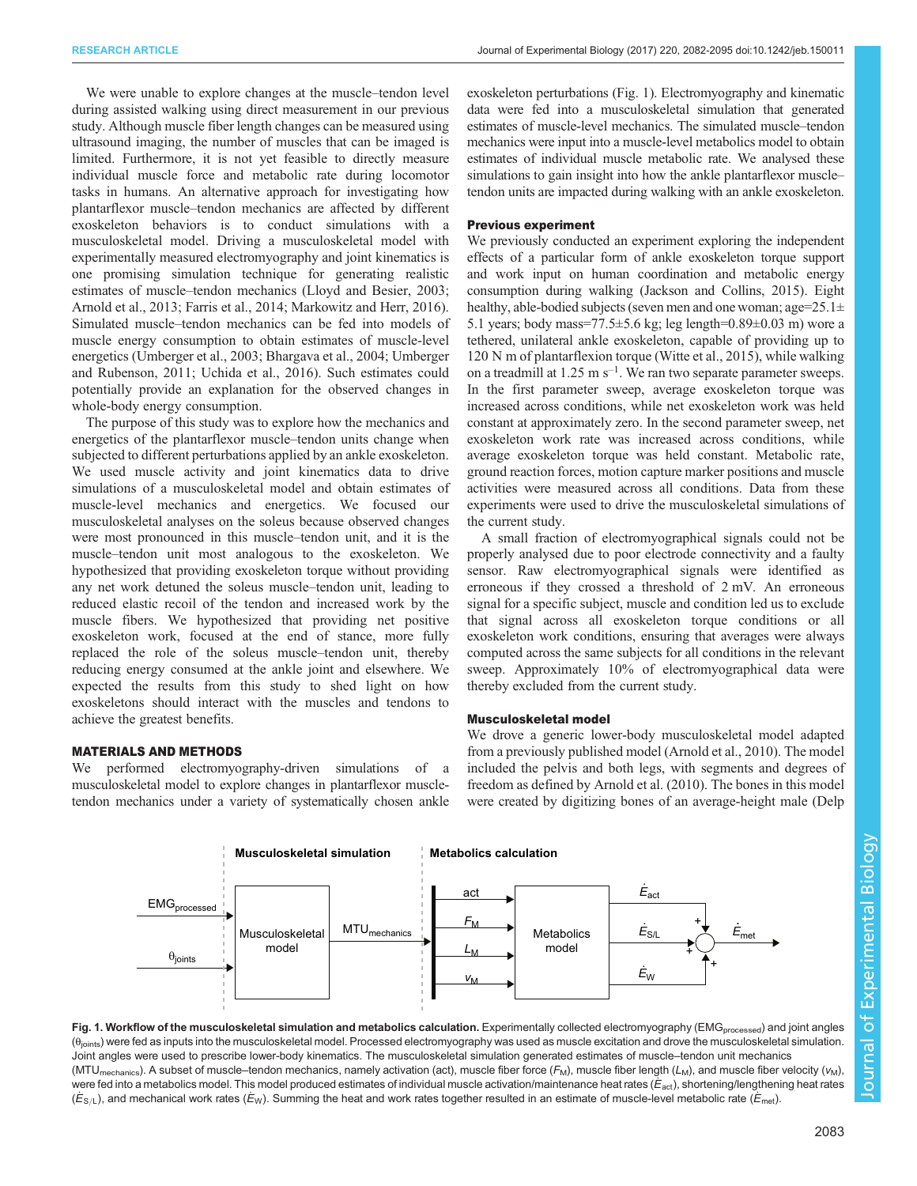We were unable to explore changes at the muscle–tendon level during assisted walking using direct measurement in our previous study. Although muscle fiber length changes can be measured using ultrasound imaging, the number of muscles that can be imaged is limited. Furthermore, it is not yet feasible to directly measure individual muscle force and metabolic rate during locomotor tasks in humans. An alternative approach for investigating how plantarflexor muscle–tendon mechanics are affected by different exoskeleton behaviors is to conduct simulations with a musculoskeletal model. Driving a musculoskeletal model with experimentally measured electromyography and joint kinematics is one promising simulation technique for generating realistic estimates of muscle–tendon mechanics (Lloyd and Besier, 2003; Arnold et al., 2013; Farris et al., 2014; Markowitz and Herr, 2016). Simulated muscle–tendon mechanics can be fed into models of muscle energy consumption to obtain estimates of muscle-level energetics (Umberger et al., 2003; Bhargava et al., 2004; Umberger and Rubenson, 2011; Uchida et al., 2016). Such estimates could potentially provide an explanation for the observed changes in whole-body energy consumption.

The purpose of this study was to explore how the mechanics and energetics of the plantarflexor muscle–tendon units change when subjected to different perturbations applied by an ankle exoskeleton. We used muscle activity and joint kinematics data to drive simulations of a musculoskeletal model and obtain estimates of muscle-level mechanics and energetics. We focused our musculoskeletal analyses on the soleus because observed changes were most pronounced in this muscle–tendon unit, and it is the muscle–tendon unit most analogous to the exoskeleton. We hypothesized that providing exoskeleton torque without providing any net work detuned the soleus muscle–tendon unit, leading to reduced elastic recoil of the tendon and increased work by the muscle fibers. We hypothesized that providing net positive exoskeleton work, focused at the end of stance, more fully replaced the role of the soleus muscle–tendon unit, thereby reducing energy consumed at the ankle joint and elsewhere. We expected the results from this study to shed light on how exoskeletons should interact with the muscles and tendons to achieve the greatest benefits.

## MATERIALS AND METHODS

We performed electromyography-driven simulations of a musculoskeletal model to explore changes in plantarflexor muscle-tendon mechanics under a variety of systematically chosen ankle exoskeleton perturbations (Fig. 1). Electromyography and kinematic data were fed into a musculoskeletal simulation that generated estimates of muscle-level mechanics. The simulated muscle–tendon mechanics were input into a muscle-level metabolics model to obtain estimates of individual muscle metabolic rate. We analysed these simulations to gain insight into how the ankle plantarflexor muscle–tendon units are impacted during walking with an ankle exoskeleton.

### Previous experiment

We previously conducted an experiment exploring the independent effects of a particular form of ankle exoskeleton torque support and work input on human coordination and metabolic energy consumption during walking (Jackson and Collins, 2015). Eight healthy, able-bodied subjects (seven men and one woman; age=25.1±5.1 years; body mass=77.5±5.6 kg; leg length=0.89±0.03 m) wore a tethered, unilateral ankle exoskeleton, capable of providing up to 120 N m of plantarflexion torque (Witte et al., 2015), while walking on a treadmill at 1.25 m s$^{-1}$. We ran two separate parameter sweeps. In the first parameter sweep, average exoskeleton torque was increased across conditions, while net exoskeleton work was held constant at approximately zero. In the second parameter sweep, net exoskeleton work rate was increased across conditions, while average exoskeleton torque was held constant. Metabolic rate, ground reaction forces, motion capture marker positions and muscle activities were measured across all conditions. Data from these experiments were used to drive the musculoskeletal simulations of the current study.

A small fraction of electromyographical signals could not be properly analysed due to poor electrode connectivity and a faulty sensor. Raw electromyographical signals were identified as erroneous if they crossed a threshold of 2 mV. An erroneous signal for a specific subject, muscle and condition led us to exclude that signal across all exoskeleton torque conditions or all exoskeleton work conditions, ensuring that averages were always computed across the same subjects for all conditions in the relevant sweep. Approximately 10% of electromyographical data were thereby excluded from the current study.

### Musculoskeletal model

We drove a generic lower-body musculoskeletal model adapted from a previously published model (Arnold et al., 2010). The model included the pelvis and both legs, with segments and degrees of freedom as defined by Arnold et al. (2010). The bones in this model were created by digitizing bones of an average-height male (Delp

**Fig. 1. Workflow of the musculoskeletal simulation and metabolics calculation.** Experimentally collected electromyography ($EMG_{processed}$) and joint angles ($\theta_{joints}$) were fed as inputs into the musculoskeletal model. Processed electromyography was used as muscle excitation and drove the musculoskeletal simulation. Joint angles were used to prescribe lower-body kinematics. The musculoskeletal simulation generated estimates of muscle–tendon unit mechanics ($MTU_{mechanics}$). A subset of muscle–tendon mechanics, namely activation (act), muscle fiber force ($F_M$), muscle fiber length ($L_M$), and muscle fiber velocity ($v_M$), were fed into a metabolics model. This model produced estimates of individual muscle activation/maintenance heat rates ($\dot{E}_{act}$), shortening/lengthening heat rates ($\dot{E}_{S/L}$), and mechanical work rates ($\dot{E}_W$). Summing the heat and work rates together resulted in an estimate of muscle-level metabolic rate ($\dot{E}_{met}$).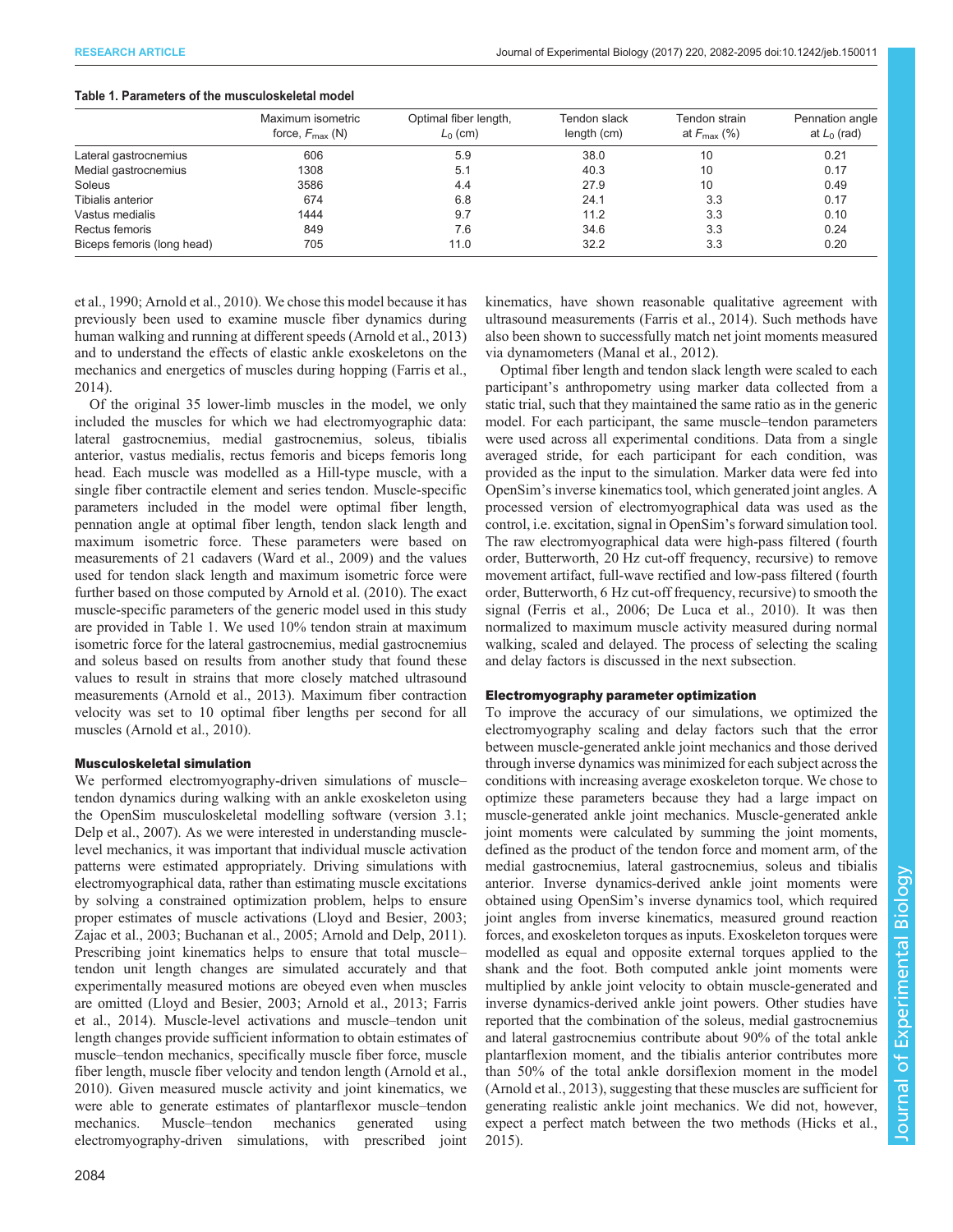**Table 1. Parameters of the musculoskeletal model**

| | Maximum isometric force, $F_{max}$ (N) | Optimal fiber length, $L_0$ (cm) | Tendon slack length (cm) | Tendon strain at $F_{max}$ (%) | Pennation angle at $L_0$ (rad) |
|---|---|---|---|---|---|
| Lateral gastrocnemius | 606 | 5.9 | 38.0 | 10 | 0.21 |
| Medial gastrocnemius | 1308 | 5.1 | 40.3 | 10 | 0.17 |
| Soleus | 3586 | 4.4 | 27.9 | 10 | 0.49 |
| Tibialis anterior | 674 | 6.8 | 24.1 | 3.3 | 0.17 |
| Vastus medialis | 1444 | 9.7 | 11.2 | 3.3 | 0.10 |
| Rectus femoris | 849 | 7.6 | 34.6 | 3.3 | 0.24 |
| Biceps femoris (long head) | 705 | 11.0 | 32.2 | 3.3 | 0.20 |

et al., 1990; Arnold et al., 2010). We chose this model because it has previously been used to examine muscle fiber dynamics during human walking and running at different speeds (Arnold et al., 2013) and to understand the effects of elastic ankle exoskeletons on the mechanics and energetics of muscles during hopping (Farris et al., 2014).

Of the original 35 lower-limb muscles in the model, we only included the muscles for which we had electromyographic data: lateral gastrocnemius, medial gastrocnemius, soleus, tibialis anterior, vastus medialis, rectus femoris and biceps femoris long head. Each muscle was modelled as a Hill-type muscle, with a single fiber contractile element and series tendon. Muscle-specific parameters included in the model were optimal fiber length, pennation angle at optimal fiber length, tendon slack length and maximum isometric force. These parameters were based on measurements of 21 cadavers (Ward et al., 2009) and the values used for tendon slack length and maximum isometric force were further based on those computed by Arnold et al. (2010). The exact muscle-specific parameters of the generic model used in this study are provided in Table 1. We used 10% tendon strain at maximum isometric force for the lateral gastrocnemius, medial gastrocnemius and soleus based on results from another study that found these values to result in strains that more closely matched ultrasound measurements (Arnold et al., 2013). Maximum fiber contraction velocity was set to 10 optimal fiber lengths per second for all muscles (Arnold et al., 2010).

### Musculoskeletal simulation

We performed electromyography-driven simulations of muscle–tendon dynamics during walking with an ankle exoskeleton using the OpenSim musculoskeletal modelling software (version 3.1; Delp et al., 2007). As we were interested in understanding muscle-level mechanics, it was important that individual muscle activation patterns were estimated appropriately. Driving simulations with electromyographical data, rather than estimating muscle excitations by solving a constrained optimization problem, helps to ensure proper estimates of muscle activations (Lloyd and Besier, 2003; Zajac et al., 2003; Buchanan et al., 2005; Arnold and Delp, 2011). Prescribing joint kinematics helps to ensure that total muscle–tendon unit length changes are simulated accurately and that experimentally measured motions are obeyed even when muscles are omitted (Lloyd and Besier, 2003; Arnold et al., 2013; Farris et al., 2014). Muscle-level activations and muscle–tendon unit length changes provide sufficient information to obtain estimates of muscle–tendon mechanics, specifically muscle fiber force, muscle fiber length, muscle fiber velocity and tendon length (Arnold et al., 2010). Given measured muscle activity and joint kinematics, we were able to generate estimates of plantarflexor muscle–tendon mechanics. Muscle–tendon mechanics generated using electromyography-driven simulations, with prescribed joint kinematics, have shown reasonable qualitative agreement with ultrasound measurements (Farris et al., 2014). Such methods have also been shown to successfully match net joint moments measured via dynamometers (Manal et al., 2012).

Optimal fiber length and tendon slack length were scaled to each participant's anthropometry using marker data collected from a static trial, such that they maintained the same ratio as in the generic model. For each participant, the same muscle–tendon parameters were used across all experimental conditions. Data from a single averaged stride, for each participant for each condition, was provided as the input to the simulation. Marker data were fed into OpenSim's inverse kinematics tool, which generated joint angles. A processed version of electromyographical data was used as the control, i.e. excitation, signal in OpenSim's forward simulation tool. The raw electromyographical data were high-pass filtered (fourth order, Butterworth, 20 Hz cut-off frequency, recursive) to remove movement artifact, full-wave rectified and low-pass filtered (fourth order, Butterworth, 6 Hz cut-off frequency, recursive) to smooth the signal (Ferris et al., 2006; De Luca et al., 2010). It was then normalized to maximum muscle activity measured during normal walking, scaled and delayed. The process of selecting the scaling and delay factors is discussed in the next subsection.

### Electromyography parameter optimization

To improve the accuracy of our simulations, we optimized the electromyography scaling and delay factors such that the error between muscle-generated ankle joint mechanics and those derived through inverse dynamics was minimized for each subject across the conditions with increasing average exoskeleton torque. We chose to optimize these parameters because they had a large impact on muscle-generated ankle joint mechanics. Muscle-generated ankle joint moments were calculated by summing the joint moments, defined as the product of the tendon force and moment arm, of the medial gastrocnemius, lateral gastrocnemius, soleus and tibialis anterior. Inverse dynamics-derived ankle joint moments were obtained using OpenSim's inverse dynamics tool, which required joint angles from inverse kinematics, measured ground reaction forces, and exoskeleton torques as inputs. Exoskeleton torques were modelled as equal and opposite external torques applied to the shank and the foot. Both computed ankle joint moments were multiplied by ankle joint velocity to obtain muscle-generated and inverse dynamics-derived ankle joint powers. Other studies have reported that the combination of the soleus, medial gastrocnemius and lateral gastrocnemius contribute about 90% of the total ankle plantarflexion moment, and the tibialis anterior contributes more than 50% of the total ankle dorsiflexion moment in the model (Arnold et al., 2013), suggesting that these muscles are sufficient for generating realistic ankle joint mechanics. We did not, however, expect a perfect match between the two methods (Hicks et al., 2015).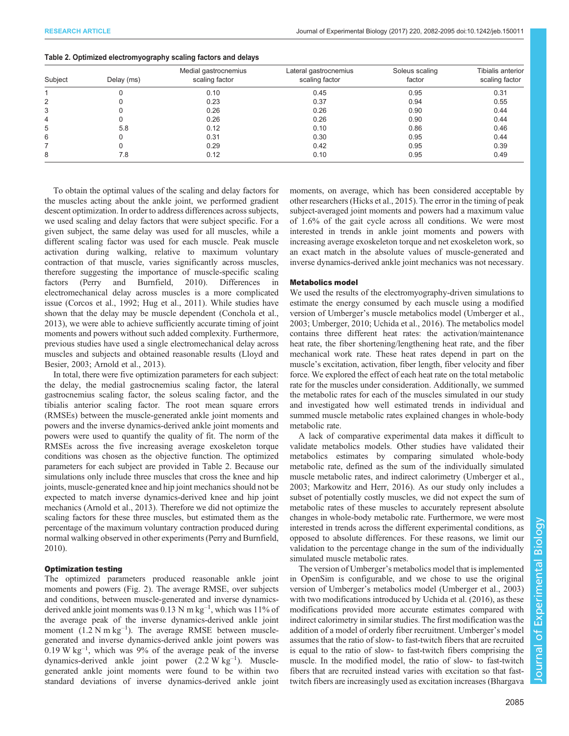**Table 2. Optimized electromyography scaling factors and delays**

| Subject | Delay (ms) | Medial gastrocnemius scaling factor | Lateral gastrocnemius scaling factor | Soleus scaling factor | Tibialis anterior scaling factor |
|---|---|---|---|---|---|
| 1 | 0 | 0.10 | 0.45 | 0.95 | 0.31 |
| 2 | 0 | 0.23 | 0.37 | 0.94 | 0.55 |
| 3 | 0 | 0.26 | 0.26 | 0.90 | 0.44 |
| 4 | 0 | 0.26 | 0.26 | 0.90 | 0.44 |
| 5 | 5.8 | 0.12 | 0.10 | 0.86 | 0.46 |
| 6 | 0 | 0.31 | 0.30 | 0.95 | 0.44 |
| 7 | 0 | 0.29 | 0.42 | 0.95 | 0.39 |
| 8 | 7.8 | 0.12 | 0.10 | 0.95 | 0.49 |

To obtain the optimal values of the scaling and delay factors for the muscles acting about the ankle joint, we performed gradient descent optimization. In order to address differences across subjects, we used scaling and delay factors that were subject specific. For a given subject, the same delay was used for all muscles, while a different scaling factor was used for each muscle. Peak muscle activation during walking, relative to maximum voluntary contraction of that muscle, varies significantly across muscles, therefore suggesting the importance of muscle-specific scaling factors (Perry and Burnfield, 2010). Differences in electromechanical delay across muscles is a more complicated issue (Corcos et al., 1992; Hug et al., 2011). While studies have shown that the delay may be muscle dependent (Conchola et al., 2013), we were able to achieve sufficiently accurate timing of joint moments and powers without such added complexity. Furthermore, previous studies have used a single electromechanical delay across muscles and subjects and obtained reasonable results (Lloyd and Besier, 2003; Arnold et al., 2013).

In total, there were five optimization parameters for each subject: the delay, the medial gastrocnemius scaling factor, the lateral gastrocnemius scaling factor, the soleus scaling factor, and the tibialis anterior scaling factor. The root mean square errors (RMSEs) between the muscle-generated ankle joint moments and powers and the inverse dynamics-derived ankle joint moments and powers were used to quantify the quality of fit. The norm of the RMSEs across the five increasing average exoskeleton torque conditions was chosen as the objective function. The optimized parameters for each subject are provided in Table 2. Because our simulations only include three muscles that cross the knee and hip joints, muscle-generated knee and hip joint mechanics should not be expected to match inverse dynamics-derived knee and hip joint mechanics (Arnold et al., 2013). Therefore we did not optimize the scaling factors for these three muscles, but estimated them as the percentage of the maximum voluntary contraction produced during normal walking observed in other experiments (Perry and Burnfield, 2010).

### Optimization testing

The optimized parameters produced reasonable ankle joint moments and powers (Fig. 2). The average RMSE, over subjects and conditions, between muscle-generated and inverse dynamics-derived ankle joint moments was 0.13 N m kg$^{-1}$, which was 11% of the average peak of the inverse dynamics-derived ankle joint moment (1.2 N m kg$^{-1}$). The average RMSE between muscle-generated and inverse dynamics-derived ankle joint powers was 0.19 W kg$^{-1}$, which was 9% of the average peak of the inverse dynamics-derived ankle joint power (2.2 W kg$^{-1}$). Muscle-generated ankle joint moments were found to be within two standard deviations of inverse dynamics-derived ankle joint moments, on average, which has been considered acceptable by other researchers (Hicks et al., 2015). The error in the timing of peak subject-averaged joint moments and powers had a maximum value of 1.6% of the gait cycle across all conditions. We were most interested in trends in ankle joint moments and powers with increasing average exoskeleton torque and net exoskeleton work, so an exact match in the absolute values of muscle-generated and inverse dynamics-derived ankle joint mechanics was not necessary.

### Metabolics model

We used the results of the electromyography-driven simulations to estimate the energy consumed by each muscle using a modified version of Umberger's muscle metabolics model (Umberger et al., 2003; Umberger, 2010; Uchida et al., 2016). The metabolics model contains three different heat rates: the activation/maintenance heat rate, the fiber shortening/lengthening heat rate, and the fiber mechanical work rate. These heat rates depend in part on the muscle's excitation, activation, fiber length, fiber velocity and fiber force. We explored the effect of each heat rate on the total metabolic rate for the muscles under consideration. Additionally, we summed the metabolic rates for each of the muscles simulated in our study and investigated how well estimated trends in individual and summed muscle metabolic rates explained changes in whole-body metabolic rate.

A lack of comparative experimental data makes it difficult to validate metabolics models. Other studies have validated their metabolics estimates by comparing simulated whole-body metabolic rate, defined as the sum of the individually simulated muscle metabolic rates, and indirect calorimetry (Umberger et al., 2003; Markowitz and Herr, 2016). As our study only includes a subset of potentially costly muscles, we did not expect the sum of metabolic rates of these muscles to accurately represent absolute changes in whole-body metabolic rate. Furthermore, we were most interested in trends across the different experimental conditions, as opposed to absolute differences. For these reasons, we limit our validation to the percentage change in the sum of the individually simulated muscle metabolic rates.

The version of Umberger's metabolics model that is implemented in OpenSim is configurable, and we chose to use the original version of Umberger's metabolics model (Umberger et al., 2003) with two modifications introduced by Uchida et al. (2016), as these modifications provided more accurate estimates compared with indirect calorimetry in similar studies. The first modification was the addition of a model of orderly fiber recruitment. Umberger's model assumes that the ratio of slow- to fast-twitch fibers that are recruited is equal to the ratio of slow- to fast-twitch fibers comprising the muscle. In the modified model, the ratio of slow- to fast-twitch fibers that are recruited instead varies with excitation so that fast-twitch fibers are increasingly used as excitation increases (Bhargava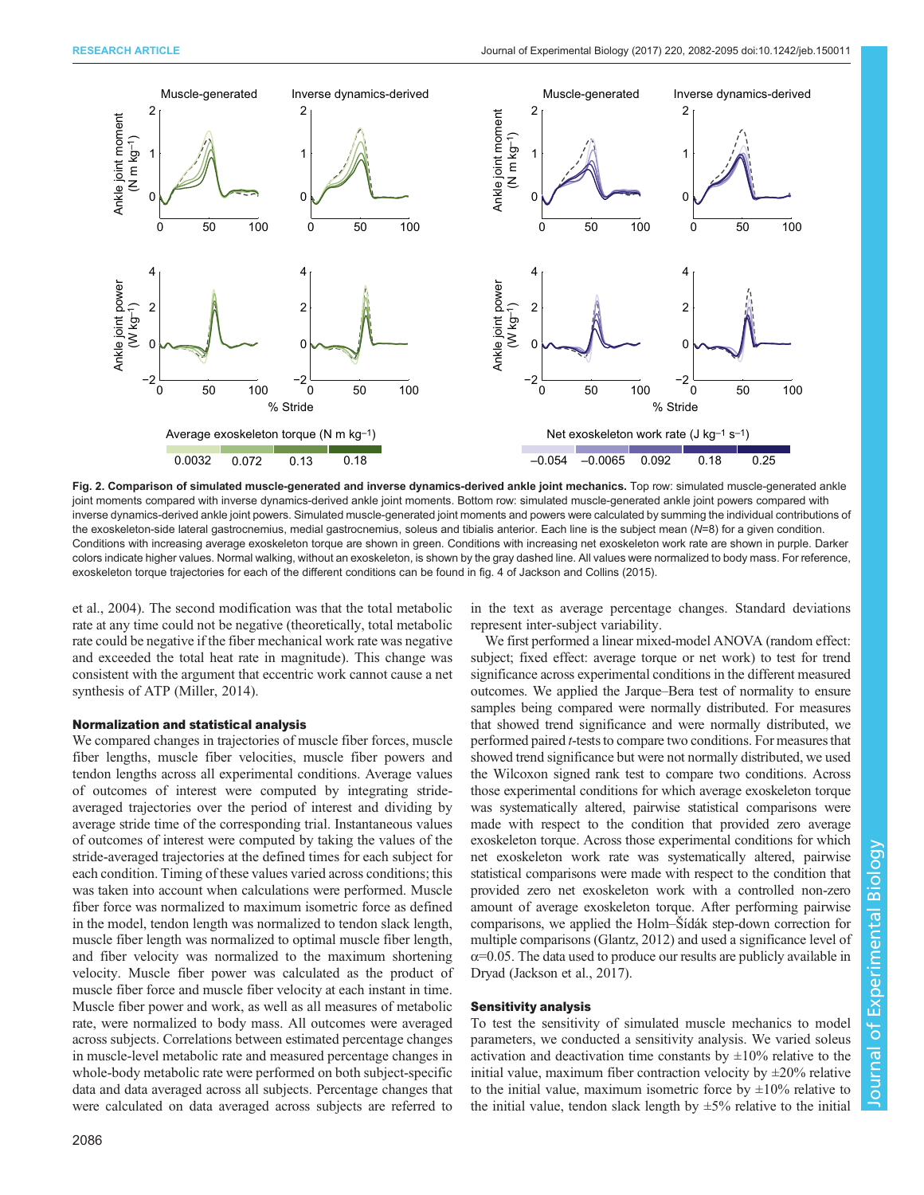Fig. 2. Comparison of simulated muscle-generated and inverse dynamics-derived ankle joint mechanics. Top row: simulated muscle-generated ankle joint moments compared with inverse dynamics-derived ankle joint moments. Bottom row: simulated muscle-generated ankle joint powers compared with inverse dynamics-derived ankle joint powers. Simulated muscle-generated joint moments and powers were calculated by summing the individual contributions of the exoskeleton-side lateral gastrocnemius, medial gastrocnemius, soleus and tibialis anterior. Each line is the subject mean (N=8) for a given condition. Conditions with increasing average exoskeleton torque are shown in green. Conditions with increasing net exoskeleton work rate are shown in purple. Darker colors indicate higher values. Normal walking, without an exoskeleton, is shown by the gray dashed line. All values were normalized to body mass. For reference, exoskeleton torque trajectories for each of the different conditions can be found in fig. 4 of Jackson and Collins (2015).

et al., 2004). The second modification was that the total metabolic rate at any time could not be negative (theoretically, total metabolic rate could be negative if the fiber mechanical work rate was negative and exceeded the total heat rate in magnitude). This change was consistent with the argument that eccentric work cannot cause a net synthesis of ATP (Miller, 2014).

### Normalization and statistical analysis

We compared changes in trajectories of muscle fiber forces, muscle fiber lengths, muscle fiber velocities, muscle fiber powers and tendon lengths across all experimental conditions. Average values of outcomes of interest were computed by integrating stride-averaged trajectories over the period of interest and dividing by average stride time of the corresponding trial. Instantaneous values of outcomes of interest were computed by taking the values of the stride-averaged trajectories at the defined times for each subject for each condition. Timing of these values varied across conditions; this was taken into account when calculations were performed. Muscle fiber force was normalized to maximum isometric force as defined in the model, tendon length was normalized to tendon slack length, muscle fiber length was normalized to optimal muscle fiber length, and fiber velocity was normalized to the maximum shortening velocity. Muscle fiber power was calculated as the product of muscle fiber force and muscle fiber velocity at each instant in time. Muscle fiber power and work, as well as all measures of metabolic rate, were normalized to body mass. All outcomes were averaged across subjects. Correlations between estimated percentage changes in muscle-level metabolic rate and measured percentage changes in whole-body metabolic rate were performed on both subject-specific data and data averaged across all subjects. Percentage changes that were calculated on data averaged across subjects are referred to in the text as average percentage changes. Standard deviations represent inter-subject variability.

We first performed a linear mixed-model ANOVA (random effect: subject; fixed effect: average torque or net work) to test for trend significance across experimental conditions in the different measured outcomes. We applied the Jarque–Bera test of normality to ensure samples being compared were normally distributed. For measures that showed trend significance and were normally distributed, we performed paired *t*-tests to compare two conditions. For measures that showed trend significance but were not normally distributed, we used the Wilcoxon signed rank test to compare two conditions. Across those experimental conditions for which average exoskeleton torque was systematically altered, pairwise statistical comparisons were made with respect to the condition that provided zero average exoskeleton torque. Across those experimental conditions for which net exoskeleton work rate was systematically altered, pairwise statistical comparisons were made with respect to the condition that provided zero net exoskeleton work with a controlled non-zero amount of average exoskeleton torque. After performing pairwise comparisons, we applied the Holm–Šídák step-down correction for multiple comparisons (Glantz, 2012) and used a significance level of $\alpha$=0.05. The data used to produce our results are publicly available in Dryad (Jackson et al., 2017).

### Sensitivity analysis

To test the sensitivity of simulated muscle mechanics to model parameters, we conducted a sensitivity analysis. We varied soleus activation and deactivation time constants by ±10% relative to the initial value, maximum fiber contraction velocity by ±20% relative to the initial value, maximum isometric force by ±10% relative to the initial value, tendon slack length by ±5% relative to the initial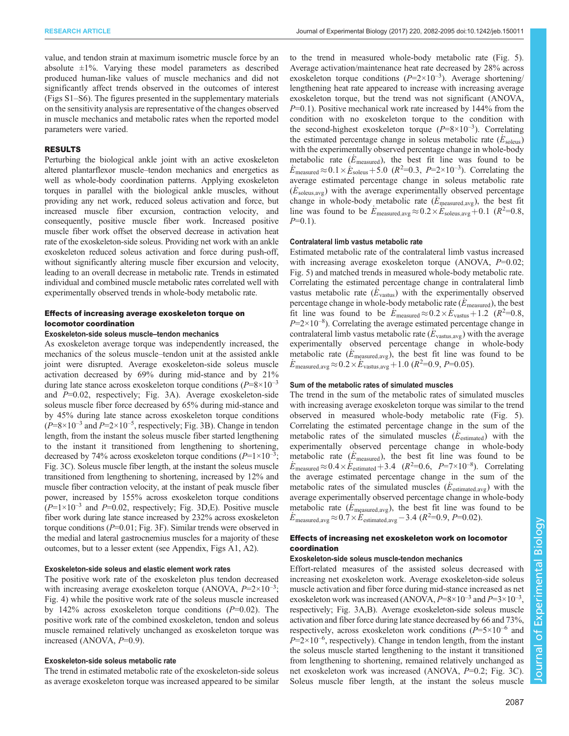value, and tendon strain at maximum isometric muscle force by an absolute ±1%. Varying these model parameters as described produced human-like values of muscle mechanics and did not significantly affect trends observed in the outcomes of interest (Figs S1–S6). The figures presented in the supplementary materials on the sensitivity analysis are representative of the changes observed in muscle mechanics and metabolic rates when the reported model parameters were varied.

## RESULTS

Perturbing the biological ankle joint with an active exoskeleton altered plantarflexor muscle–tendon mechanics and energetics as well as whole-body coordination patterns. Applying exoskeleton torques in parallel with the biological ankle muscles, without providing any net work, reduced soleus activation and force, but increased muscle fiber excursion, contraction velocity, and consequently, positive muscle fiber work. Increased positive muscle fiber work offset the observed decrease in activation heat rate of the exoskeleton-side soleus. Providing net work with an ankle exoskeleton reduced soleus activation and force during push-off, without significantly altering muscle fiber excursion and velocity, leading to an overall decrease in metabolic rate. Trends in estimated individual and combined muscle metabolic rates correlated well with experimentally observed trends in whole-body metabolic rate.

### Effects of increasing average exoskeleton torque on locomotor coordination

#### Exoskeleton-side soleus muscle–tendon mechanics

As exoskeleton average torque was independently increased, the mechanics of the soleus muscle–tendon unit at the assisted ankle joint were disrupted. Average exoskeleton-side soleus muscle activation decreased by 69% during mid-stance and by 21% during late stance across exoskeleton torque conditions ($P=8\times10^{-3}$ and $P=0.02$, respectively; Fig. 3A). Average exoskeleton-side soleus muscle fiber force decreased by 65% during mid-stance and by 45% during late stance across exoskeleton torque conditions ($P=8\times10^{-3}$ and $P=2\times10^{-5}$, respectively; Fig. 3B). Change in tendon length, from the instant the soleus muscle fiber started lengthening to the instant it transitioned from lengthening to shortening, decreased by 74% across exoskeleton torque conditions ($P=1\times10^{-3}$; Fig. 3C). Soleus muscle fiber length, at the instant the soleus muscle transitioned from lengthening to shortening, increased by 12% and muscle fiber contraction velocity, at the instant of peak muscle fiber power, increased by 155% across exoskeleton torque conditions ($P=1\times10^{-3}$ and $P=0.02$, respectively; Fig. 3D,E). Positive muscle fiber work during late stance increased by 232% across exoskeleton torque conditions ($P=0.01$; Fig. 3F). Similar trends were observed in the medial and lateral gastrocnemius muscles for a majority of these outcomes, but to a lesser extent (see Appendix, Figs A1, A2).

#### Exoskeleton-side soleus and elastic element work rates

The positive work rate of the exoskeleton plus tendon decreased with increasing average exoskeleton torque (ANOVA, $P=2\times10^{-3}$; Fig. 4) while the positive work rate of the soleus muscle increased by 142% across exoskeleton torque conditions ($P=0.02$). The positive work rate of the combined exoskeleton, tendon and soleus muscle remained relatively unchanged as exoskeleton torque was increased (ANOVA, $P=0.9$).

#### Exoskeleton-side soleus metabolic rate

The trend in estimated metabolic rate of the exoskeleton-side soleus as average exoskeleton torque was increased appeared to be similar to the trend in measured whole-body metabolic rate (Fig. 5). Average activation/maintenance heat rate decreased by 28% across exoskeleton torque conditions ($P=2\times10^{-3}$). Average shortening/lengthening heat rate appeared to increase with increasing average exoskeleton torque, but the trend was not significant (ANOVA, $P=0.1$). Positive mechanical work rate increased by 144% from the condition with no exoskeleton torque to the condition with the second-highest exoskeleton torque ($P=8\times10^{-3}$). Correlating the estimated percentage change in soleus metabolic rate ($\dot{E}_{\mathrm{soleus}}$) with the experimentally observed percentage change in whole-body metabolic rate ($\dot{E}_{\mathrm{measured}}$), the best fit line was found to be $\dot{E}_{\mathrm{measured}}\approx0.1\times\dot{E}_{\mathrm{soleus}}+5.0$ ($R^2=0.3$, $P=2\times10^{-3}$). Correlating the average estimated percentage change in soleus metabolic rate ($\dot{E}_{\mathrm{soleus,avg}}$) with the average experimentally observed percentage change in whole-body metabolic rate ($\dot{E}_{\mathrm{measured,avg}}$), the best fit line was found to be $\dot{E}_{\mathrm{measured,avg}}\approx0.2\times\dot{E}_{\mathrm{soleus,avg}}+0.1$ ($R^2=0.8$, $P=0.1$).

#### Contralateral limb vastus metabolic rate

Estimated metabolic rate of the contralateral limb vastus increased with increasing average exoskeleton torque (ANOVA, $P=0.02$; Fig. 5) and matched trends in measured whole-body metabolic rate. Correlating the estimated percentage change in contralateral limb vastus metabolic rate ($\dot{E}_{\mathrm{vastus}}$) with the experimentally observed percentage change in whole-body metabolic rate ($\dot{E}_{\mathrm{measured}}$), the best fit line was found to be $\dot{E}_{\mathrm{measured}}\approx0.2\times\dot{E}_{\mathrm{vastus}}+1.2$ ($R^2=0.8$, $P=2\times10^{-8}$). Correlating the average estimated percentage change in contralateral limb vastus metabolic rate ($\dot{E}_{\mathrm{vastus,avg}}$) with the average experimentally observed percentage change in whole-body metabolic rate ($\dot{E}_{\mathrm{measured,avg}}$), the best fit line was found to be $\dot{E}_{\mathrm{measured,avg}}\approx0.2\times\dot{E}_{\mathrm{vastus,avg}}+1.0$ ($R^2=0.9$, $P=0.05$).

#### Sum of the metabolic rates of simulated muscles

The trend in the sum of the metabolic rates of simulated muscles with increasing average exoskeleton torque was similar to the trend observed in measured whole-body metabolic rate (Fig. 5). Correlating the estimated percentage change in the sum of the metabolic rates of the simulated muscles ($\dot{E}_{\mathrm{estimated}}$) with the experimentally observed percentage change in whole-body metabolic rate ($\dot{E}_{\mathrm{measured}}$), the best fit line was found to be $\dot{E}_{\mathrm{measured}}\approx0.4\times\dot{E}_{\mathrm{estimated}}+3.4$ ($R^2=0.6$, $P=7\times10^{-8}$). Correlating the average estimated percentage change in the sum of the metabolic rates of the simulated muscles ($\dot{E}_{\mathrm{estimated,avg}}$) with the average experimentally observed percentage change in whole-body metabolic rate ($\dot{E}_{\mathrm{measured,avg}}$), the best fit line was found to be $\dot{E}_{\mathrm{measured,avg}}\approx0.7\times\dot{E}_{\mathrm{estimated,avg}}-3.4$ ($R^2=0.9$, $P=0.02$).

### Effects of increasing net exoskeleton work on locomotor coordination

#### Exoskeleton-side soleus muscle-tendon mechanics

Effort-related measures of the assisted soleus decreased with increasing net exoskeleton work. Average exoskeleton-side soleus muscle activation and fiber force during mid-stance increased as net exoskeleton work was increased (ANOVA, $P=8\times10^{-3}$ and $P=3\times10^{-3}$, respectively; Fig. 3A,B). Average exoskeleton-side soleus muscle activation and fiber force during late stance decreased by 66 and 73%, respectively, across exoskeleton work conditions ($P=5\times10^{-6}$ and $P=2\times10^{-6}$, respectively). Change in tendon length, from the instant the soleus muscle started lengthening to the instant it transitioned from lengthening to shortening, remained relatively unchanged as net exoskeleton work was increased (ANOVA, $P=0.2$; Fig. 3C). Soleus muscle fiber length, at the instant the soleus muscle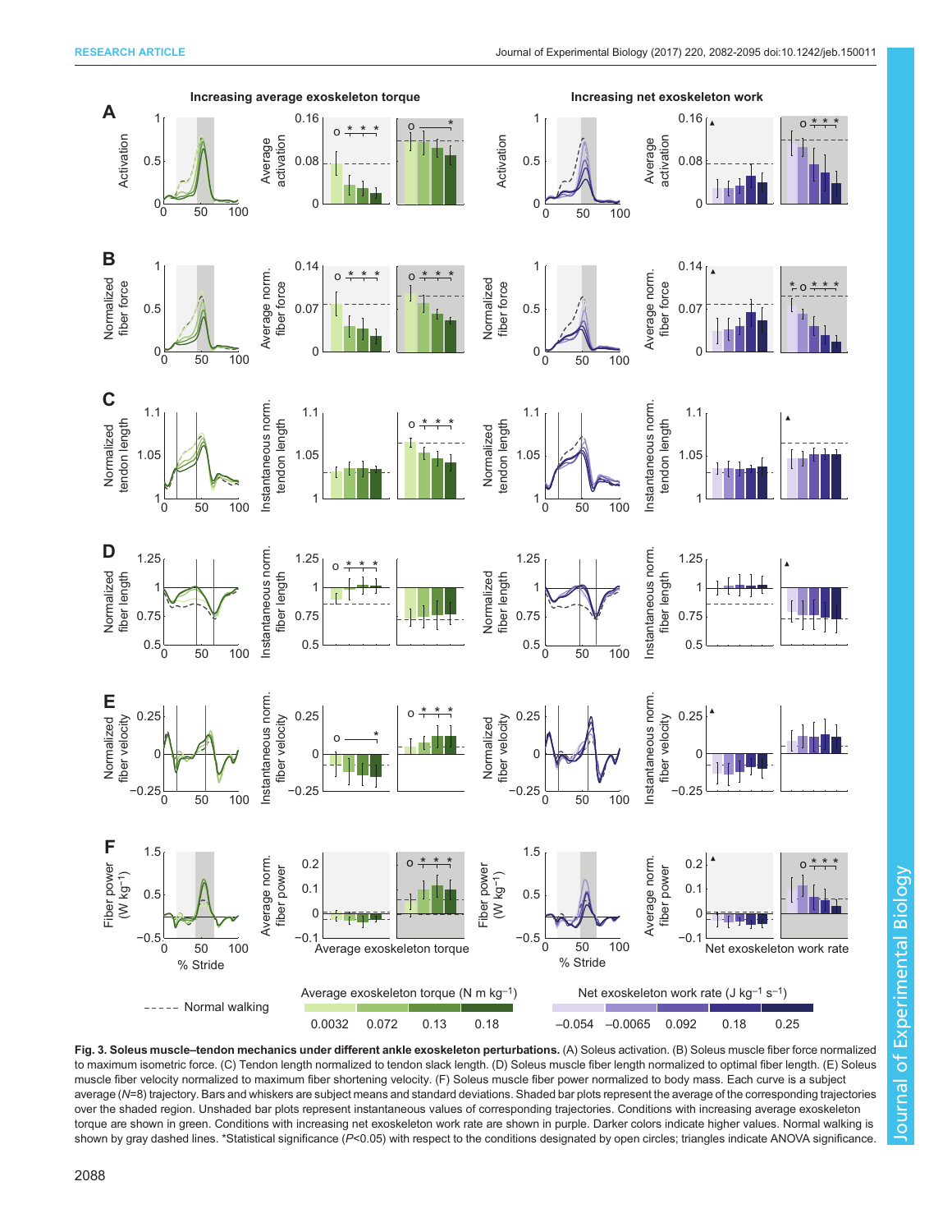**Fig. 3. Soleus muscle–tendon mechanics under different ankle exoskeleton perturbations.** (A) Soleus activation. (B) Soleus muscle fiber force normalized to maximum isometric force. (C) Tendon length normalized to tendon slack length. (D) Soleus muscle fiber length normalized to optimal fiber length. (E) Soleus muscle fiber velocity normalized to maximum fiber shortening velocity. (F) Soleus muscle fiber power normalized to body mass. Each curve is a subject average ($N$=8) trajectory. Bars and whiskers are subject means and standard deviations. Shaded bar plots represent the average of the corresponding trajectories over the shaded region. Unshaded bar plots represent instantaneous values of corresponding trajectories. Conditions with increasing average exoskeleton torque are shown in green. Conditions with increasing net exoskeleton work rate are shown in purple. Darker colors indicate higher values. Normal walking is shown by gray dashed lines. *Statistical significance ($P$<0.05) with respect to the conditions designated by open circles; triangles indicate ANOVA significance.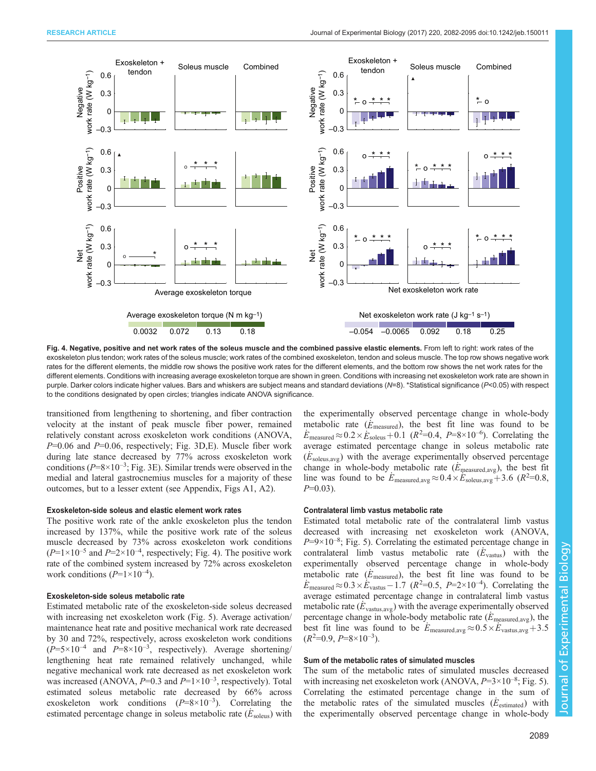**Fig. 4. Negative, positive and net work rates of the soleus muscle and the combined passive elastic elements.** From left to right: work rates of the exoskeleton plus tendon; work rates of the soleus muscle; work rates of the combined exoskeleton, tendon and soleus muscle. The top row shows negative work rates for the different elements, the middle row shows the positive work rates for the different elements, and the bottom row shows the net work rates for the different elements. Conditions with increasing average exoskeleton torque are shown in green. Conditions with increasing net exoskeleton work rate are shown in purple. Darker colors indicate higher values. Bars and whiskers are subject means and standard deviations ($N$=8). *Statistical significance ($P$<0.05) with respect to the conditions designated by open circles; triangles indicate ANOVA significance.

transitioned from lengthening to shortening, and fiber contraction velocity at the instant of peak muscle fiber power, remained relatively constant across exoskeleton work conditions (ANOVA, $P$=0.06 and $P$=0.06, respectively; Fig. 3D,E). Muscle fiber work during late stance decreased by 77% across exoskeleton work conditions ($P$=8×10$^{-3}$; Fig. 3E). Similar trends were observed in the medial and lateral gastrocnemius muscles for a majority of these outcomes, but to a lesser extent (see Appendix, Figs A1, A2).

#### Exoskeleton-side soleus and elastic element work rates

The positive work rate of the ankle exoskeleton plus the tendon increased by 137%, while the positive work rate of the soleus muscle decreased by 73% across exoskeleton work conditions ($P$=1×10$^{-5}$ and $P$=2×10$^{-4}$, respectively; Fig. 4). The positive work rate of the combined system increased by 72% across exoskeleton work conditions ($P$=1×10$^{-4}$).

#### Exoskeleton-side soleus metabolic rate

Estimated metabolic rate of the exoskeleton-side soleus decreased with increasing net exoskeleton work (Fig. 5). Average activation/maintenance heat rate and positive mechanical work rate decreased by 30 and 72%, respectively, across exoskeleton work conditions ($P$=5×10$^{-4}$ and $P$=8×10$^{-3}$, respectively). Average shortening/lengthening heat rate remained relatively unchanged, while negative mechanical work rate decreased as net exoskeleton work was increased (ANOVA, $P$=0.3 and $P$=1×10$^{-3}$, respectively). Total estimated soleus metabolic rate decreased by 66% across exoskeleton work conditions ($P$=8×10$^{-3}$). Correlating the estimated percentage change in soleus metabolic rate ($\dot{E}_{\mathrm{soleus}}$) with the experimentally observed percentage change in whole-body metabolic rate ($\dot{E}_{\mathrm{measured}}$), the best fit line was found to be $\dot{E}_{\mathrm{measured}} \approx 0.2 \times \dot{E}_{\mathrm{soleus}} + 0.1$ ($R^2$=0.4, $P$=8×10$^{-6}$). Correlating the average estimated percentage change in soleus metabolic rate ($\dot{E}_{\mathrm{soleus,avg}}$) with the average experimentally observed percentage change in whole-body metabolic rate ($\dot{E}_{\mathrm{measured,avg}}$), the best fit line was found to be $\dot{E}_{\mathrm{measured,avg}} \approx 0.4 \times \dot{E}_{\mathrm{soleus,avg}} + 3.6$ ($R^2$=0.8, $P$=0.03).

#### Contralateral limb vastus metabolic rate

Estimated total metabolic rate of the contralateral limb vastus decreased with increasing net exoskeleton work (ANOVA, $P$=9×10$^{-8}$; Fig. 5). Correlating the estimated percentage change in contralateral limb vastus metabolic rate ($\dot{E}_{\mathrm{vastus}}$) with the experimentally observed percentage change in whole-body metabolic rate ($\dot{E}_{\mathrm{measured}}$), the best fit line was found to be $\dot{E}_{\mathrm{measured}} \approx 0.3 \times \dot{E}_{\mathrm{vastus}} - 1.7$ ($R^2$=0.5, $P$=2×10$^{-4}$). Correlating the average estimated percentage change in contralateral limb vastus metabolic rate ($\dot{E}_{\mathrm{vastus,avg}}$) with the average experimentally observed percentage change in whole-body metabolic rate ($\dot{E}_{\mathrm{measured,avg}}$), the best fit line was found to be $\dot{E}_{\mathrm{measured,avg}} \approx 0.5 \times \dot{E}_{\mathrm{vastus,avg}} + 3.5$ ($R^2$=0.9, $P$=8×10$^{-3}$).

#### Sum of the metabolic rates of simulated muscles

The sum of the metabolic rates of simulated muscles decreased with increasing net exoskeleton work (ANOVA, $P$=3×10$^{-8}$; Fig. 5). Correlating the estimated percentage change in the sum of the metabolic rates of the simulated muscles ($\dot{E}_{\mathrm{estimated}}$) with the experimentally observed percentage change in whole-body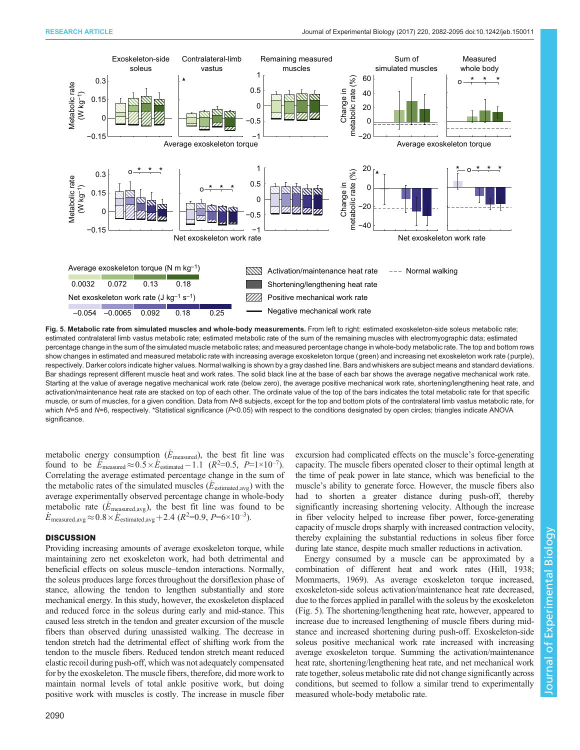**Fig. 5. Metabolic rate from simulated muscles and whole-body measurements.** From left to right: estimated exoskeleton-side soleus metabolic rate; estimated contralateral limb vastus metabolic rate; estimated metabolic rate of the sum of the remaining muscles with electromyographic data; estimated percentage change in the sum of the simulated muscle metabolic rates; and measured percentage change in whole-body metabolic rate. The top and bottom rows show changes in estimated and measured metabolic rate with increasing average exoskeleton torque (green) and increasing net exoskeleton work rate (purple), respectively. Darker colors indicate higher values. Normal walking is shown by a gray dashed line. Bars and whiskers are subject means and standard deviations. Bar shadings represent different muscle heat and work rates. The solid black line at the base of each bar shows the average negative mechanical work rate. Starting at the value of average negative mechanical work rate (below zero), the average positive mechanical work rate, shortening/lengthening heat rate, and activation/maintenance heat rate are stacked on top of each other. The ordinate value of the top of the bars indicates the total metabolic rate for that specific muscle, or sum of muscles, for a given condition. Data from $N$=8 subjects, except for the top and bottom plots of the contralateral limb vastus metabolic rate, for which $N$=5 and $N$=6, respectively. *Statistical significance ($P$<0.05) with respect to the conditions designated by open circles; triangles indicate ANOVA significance.

metabolic energy consumption ($\dot{E}_{\text{measured}}$), the best fit line was found to be $\dot{E}_{\text{measured}} \approx 0.5 \times \dot{E}_{\text{estimated}} - 1.1$ ($R^2$=0.5, $P$=1×10$^{-7}$). Correlating the average estimated percentage change in the sum of the metabolic rates of the simulated muscles ($\dot{E}_{\text{estimated,avg}}$) with the average experimentally observed percentage change in whole-body metabolic rate ($\dot{E}_{\text{measured,avg}}$), the best fit line was found to be $\dot{E}_{\text{measured,avg}} \approx 0.8 \times \dot{E}_{\text{estimated,avg}} + 2.4$ ($R^2$=0.9, $P$=6×10$^{-3}$).

## DISCUSSION

Providing increasing amounts of average exoskeleton torque, while maintaining zero net exoskeleton work, had both detrimental and beneficial effects on soleus muscle–tendon interactions. Normally, the soleus produces large forces throughout the dorsiflexion phase of stance, allowing the tendon to lengthen substantially and store mechanical energy. In this study, however, the exoskeleton displaced and reduced force in the soleus during early and mid-stance. This caused less stretch in the tendon and greater excursion of the muscle fibers than observed during unassisted walking. The decrease in tendon stretch had the detrimental effect of shifting work from the tendon to the muscle fibers. Reduced tendon stretch meant reduced elastic recoil during push-off, which was not adequately compensated for by the exoskeleton. The muscle fibers, therefore, did more work to maintain normal levels of total ankle positive work, but doing positive work with muscles is costly. The increase in muscle fiber excursion had complicated effects on the muscle's force-generating capacity. The muscle fibers operated closer to their optimal length at the time of peak power in late stance, which was beneficial to the muscle's ability to generate force. However, the muscle fibers also had to shorten a greater distance during push-off, thereby significantly increasing shortening velocity. Although the increase in fiber velocity helped to increase fiber power, force-generating capacity of muscle drops sharply with increased contraction velocity, thereby explaining the substantial reductions in soleus fiber force during late stance, despite much smaller reductions in activation.

Energy consumed by a muscle can be approximated by a combination of different heat and work rates (Hill, 1938; Mommaerts, 1969). As average exoskeleton torque increased, exoskeleton-side soleus activation/maintenance heat rate decreased, due to the forces applied in parallel with the soleus by the exoskeleton (Fig. 5). The shortening/lengthening heat rate, however, appeared to increase due to increased lengthening of muscle fibers during mid-stance and increased shortening during push-off. Exoskeleton-side soleus positive mechanical work rate increased with increasing average exoskeleton torque. Summing the activation/maintenance heat rate, shortening/lengthening heat rate, and net mechanical work rate together, soleus metabolic rate did not change significantly across conditions, but seemed to follow a similar trend to experimentally measured whole-body metabolic rate.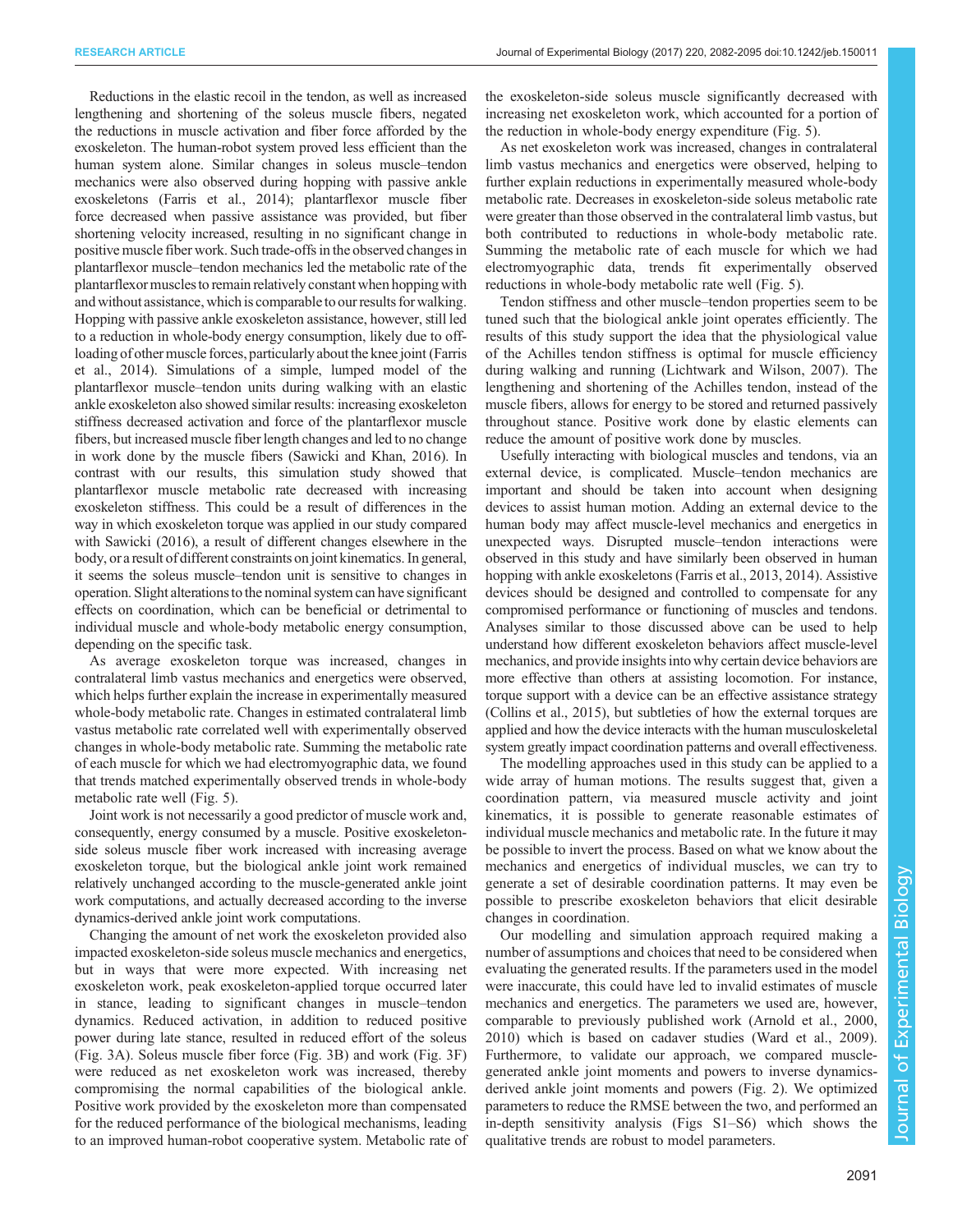Reductions in the elastic recoil in the tendon, as well as increased lengthening and shortening of the soleus muscle fibers, negated the reductions in muscle activation and fiber force afforded by the exoskeleton. The human-robot system proved less efficient than the human system alone. Similar changes in soleus muscle–tendon mechanics were also observed during hopping with passive ankle exoskeletons (Farris et al., 2014); plantarflexor muscle fiber force decreased when passive assistance was provided, but fiber shortening velocity increased, resulting in no significant change in positive muscle fiber work. Such trade-offs in the observed changes in plantarflexor muscle–tendon mechanics led the metabolic rate of the plantarflexor muscles to remain relatively constant when hopping with and without assistance, which is comparable to our results for walking. Hopping with passive ankle exoskeleton assistance, however, still led to a reduction in whole-body energy consumption, likely due to off-loading of other muscle forces, particularly about the knee joint (Farris et al., 2014). Simulations of a simple, lumped model of the plantarflexor muscle–tendon units during walking with an elastic ankle exoskeleton also showed similar results: increasing exoskeleton stiffness decreased activation and force of the plantarflexor muscle fibers, but increased muscle fiber length changes and led to no change in work done by the muscle fibers (Sawicki and Khan, 2016). In contrast with our results, this simulation study showed that plantarflexor muscle metabolic rate decreased with increasing exoskeleton stiffness. This could be a result of differences in the way in which exoskeleton torque was applied in our study compared with Sawicki (2016), a result of different changes elsewhere in the body, or a result of different constraints on joint kinematics. In general, it seems the soleus muscle–tendon unit is sensitive to changes in operation. Slight alterations to the nominal system can have significant effects on coordination, which can be beneficial or detrimental to individual muscle and whole-body metabolic energy consumption, depending on the specific task.

As average exoskeleton torque was increased, changes in contralateral limb vastus mechanics and energetics were observed, which helps further explain the increase in experimentally measured whole-body metabolic rate. Changes in estimated contralateral limb vastus metabolic rate correlated well with experimentally observed changes in whole-body metabolic rate. Summing the metabolic rate of each muscle for which we had electromyographic data, we found that trends matched experimentally observed trends in whole-body metabolic rate well (Fig. 5).

Joint work is not necessarily a good predictor of muscle work and, consequently, energy consumed by a muscle. Positive exoskeleton-side soleus muscle fiber work increased with increasing average exoskeleton torque, but the biological ankle joint work remained relatively unchanged according to the muscle-generated ankle joint work computations, and actually decreased according to the inverse dynamics-derived ankle joint work computations.

Changing the amount of net work the exoskeleton provided also impacted exoskeleton-side soleus muscle mechanics and energetics, but in ways that were more expected. With increasing net exoskeleton work, peak exoskeleton-applied torque occurred later in stance, leading to significant changes in muscle–tendon dynamics. Reduced activation, in addition to reduced positive power during late stance, resulted in reduced effort of the soleus (Fig. 3A). Soleus muscle fiber force (Fig. 3B) and work (Fig. 3F) were reduced as net exoskeleton work was increased, thereby compromising the normal capabilities of the biological ankle. Positive work provided by the exoskeleton more than compensated for the reduced performance of the biological mechanisms, leading to an improved human-robot cooperative system. Metabolic rate of the exoskeleton-side soleus muscle significantly decreased with increasing net exoskeleton work, which accounted for a portion of the reduction in whole-body energy expenditure (Fig. 5).

As net exoskeleton work was increased, changes in contralateral limb vastus mechanics and energetics were observed, helping to further explain reductions in experimentally measured whole-body metabolic rate. Decreases in exoskeleton-side soleus metabolic rate were greater than those observed in the contralateral limb vastus, but both contributed to reductions in whole-body metabolic rate. Summing the metabolic rate of each muscle for which we had electromyographic data, trends fit experimentally observed reductions in whole-body metabolic rate well (Fig. 5).

Tendon stiffness and other muscle–tendon properties seem to be tuned such that the biological ankle joint operates efficiently. The results of this study support the idea that the physiological value of the Achilles tendon stiffness is optimal for muscle efficiency during walking and running (Lichtwark and Wilson, 2007). The lengthening and shortening of the Achilles tendon, instead of the muscle fibers, allows for energy to be stored and returned passively throughout stance. Positive work done by elastic elements can reduce the amount of positive work done by muscles.

Usefully interacting with biological muscles and tendons, via an external device, is complicated. Muscle–tendon mechanics are important and should be taken into account when designing devices to assist human motion. Adding an external device to the human body may affect muscle-level mechanics and energetics in unexpected ways. Disrupted muscle–tendon interactions were observed in this study and have similarly been observed in human hopping with ankle exoskeletons (Farris et al., 2013, 2014). Assistive devices should be designed and controlled to compensate for any compromised performance or functioning of muscles and tendons. Analyses similar to those discussed above can be used to help understand how different exoskeleton behaviors affect muscle-level mechanics, and provide insights into why certain device behaviors are more effective than others at assisting locomotion. For instance, torque support with a device can be an effective assistance strategy (Collins et al., 2015), but subtleties of how the external torques are applied and how the device interacts with the human musculoskeletal system greatly impact coordination patterns and overall effectiveness.

The modelling approaches used in this study can be applied to a wide array of human motions. The results suggest that, given a coordination pattern, via measured muscle activity and joint kinematics, it is possible to generate reasonable estimates of individual muscle mechanics and metabolic rate. In the future it may be possible to invert the process. Based on what we know about the mechanics and energetics of individual muscles, we can try to generate a set of desirable coordination patterns. It may even be possible to prescribe exoskeleton behaviors that elicit desirable changes in coordination.

Our modelling and simulation approach required making a number of assumptions and choices that need to be considered when evaluating the generated results. If the parameters used in the model were inaccurate, this could have led to invalid estimates of muscle mechanics and energetics. The parameters we used are, however, comparable to previously published work (Arnold et al., 2000, 2010) which is based on cadaver studies (Ward et al., 2009). Furthermore, to validate our approach, we compared muscle-generated ankle joint moments and powers to inverse dynamics-derived ankle joint moments and powers (Fig. 2). We optimized parameters to reduce the RMSE between the two, and performed an in-depth sensitivity analysis (Figs S1–S6) which shows the qualitative trends are robust to model parameters.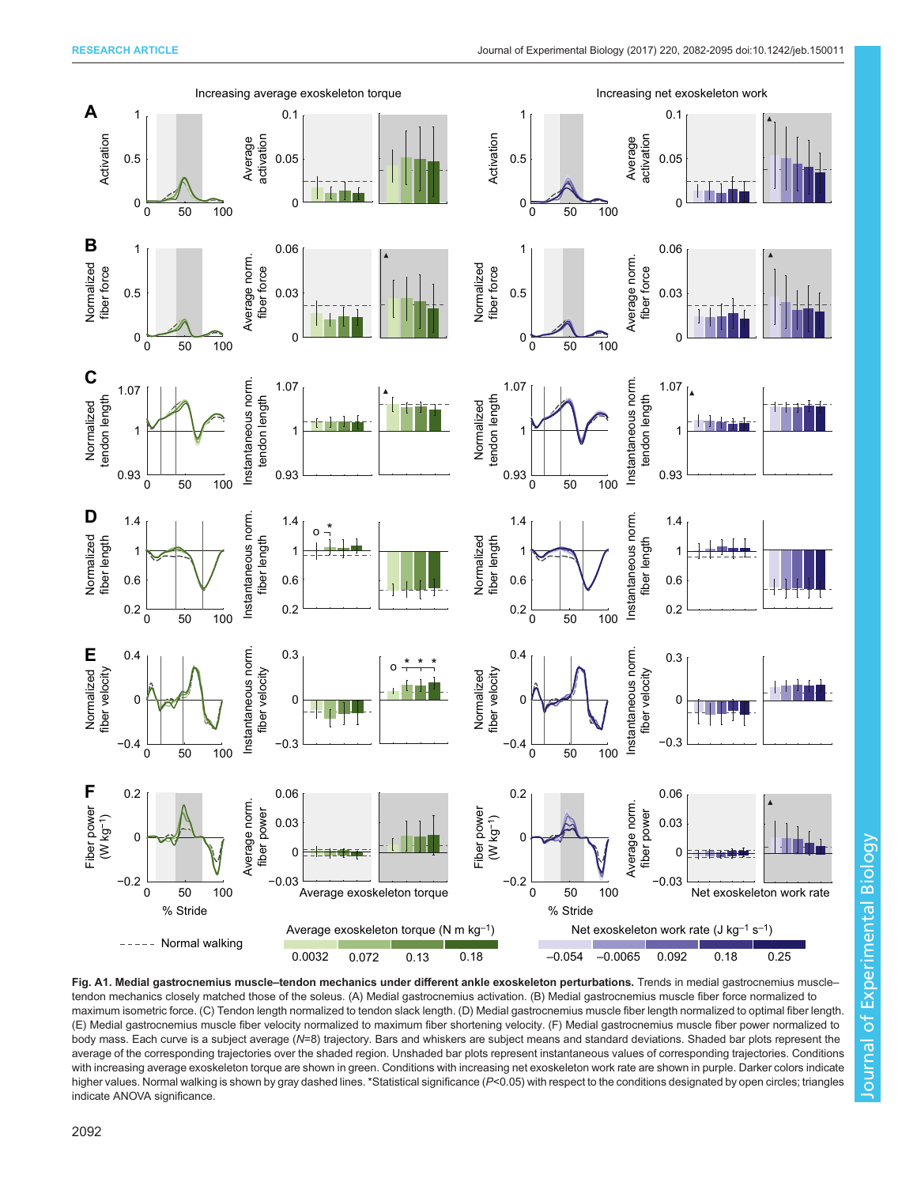**Fig. A1. Medial gastrocnemius muscle–tendon mechanics under different ankle exoskeleton perturbations.** Trends in medial gastrocnemius muscle–tendon mechanics closely matched those of the soleus. (A) Medial gastrocnemius activation. (B) Medial gastrocnemius muscle fiber force normalized to maximum isometric force. (C) Tendon length normalized to tendon slack length. (D) Medial gastrocnemius muscle fiber length normalized to optimal fiber length. (E) Medial gastrocnemius muscle fiber velocity normalized to maximum fiber shortening velocity. (F) Medial gastrocnemius muscle fiber power normalized to body mass. Each curve is a subject average (*N*=8) trajectory. Bars and whiskers are subject means and standard deviations. Shaded bar plots represent the average of the corresponding trajectories over the shaded region. Unshaded bar plots represent instantaneous values of corresponding trajectories. Conditions with increasing average exoskeleton torque are shown in green. Conditions with increasing net exoskeleton work rate are shown in purple. Darker colors indicate higher values. Normal walking is shown by gray dashed lines. *Statistical significance ($P$<0.05) with respect to the conditions designated by open circles; triangles indicate ANOVA significance.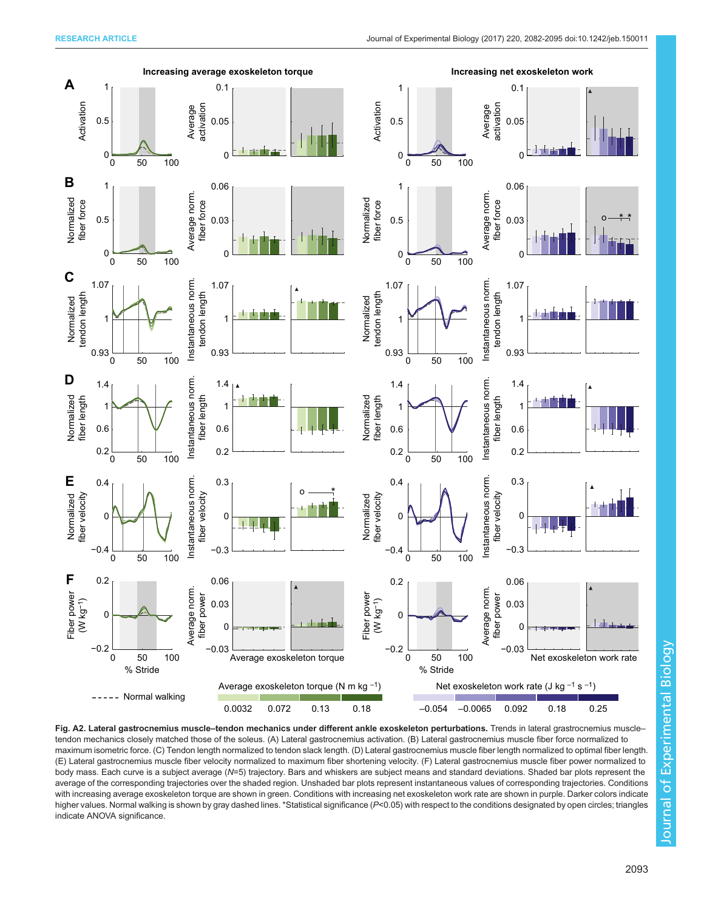**Fig. A2. Lateral gastrocnemius muscle–tendon mechanics under different ankle exoskeleton perturbations.** Trends in lateral grastrocnemius muscle–tendon mechanics closely matched those of the soleus. (A) Lateral gastrocnemius activation. (B) Lateral gastrocnemius muscle fiber force normalized to maximum isometric force. (C) Tendon length normalized to tendon slack length. (D) Lateral gastrocnemius muscle fiber length normalized to optimal fiber length. (E) Lateral gastrocnemius muscle fiber velocity normalized to maximum fiber shortening velocity. (F) Lateral gastrocnemius muscle fiber power normalized to body mass. Each curve is a subject average (*N*=5) trajectory. Bars and whiskers are subject means and standard deviations. Shaded bar plots represent the average of the corresponding trajectories over the shaded region. Unshaded bar plots represent instantaneous values of corresponding trajectories. Conditions with increasing average exoskeleton torque are shown in green. Conditions with increasing net exoskeleton work rate are shown in purple. Darker colors indicate higher values. Normal walking is shown by gray dashed lines. *Statistical significance ($P<0.05$) with respect to the conditions designated by open circles; triangles indicate ANOVA significance.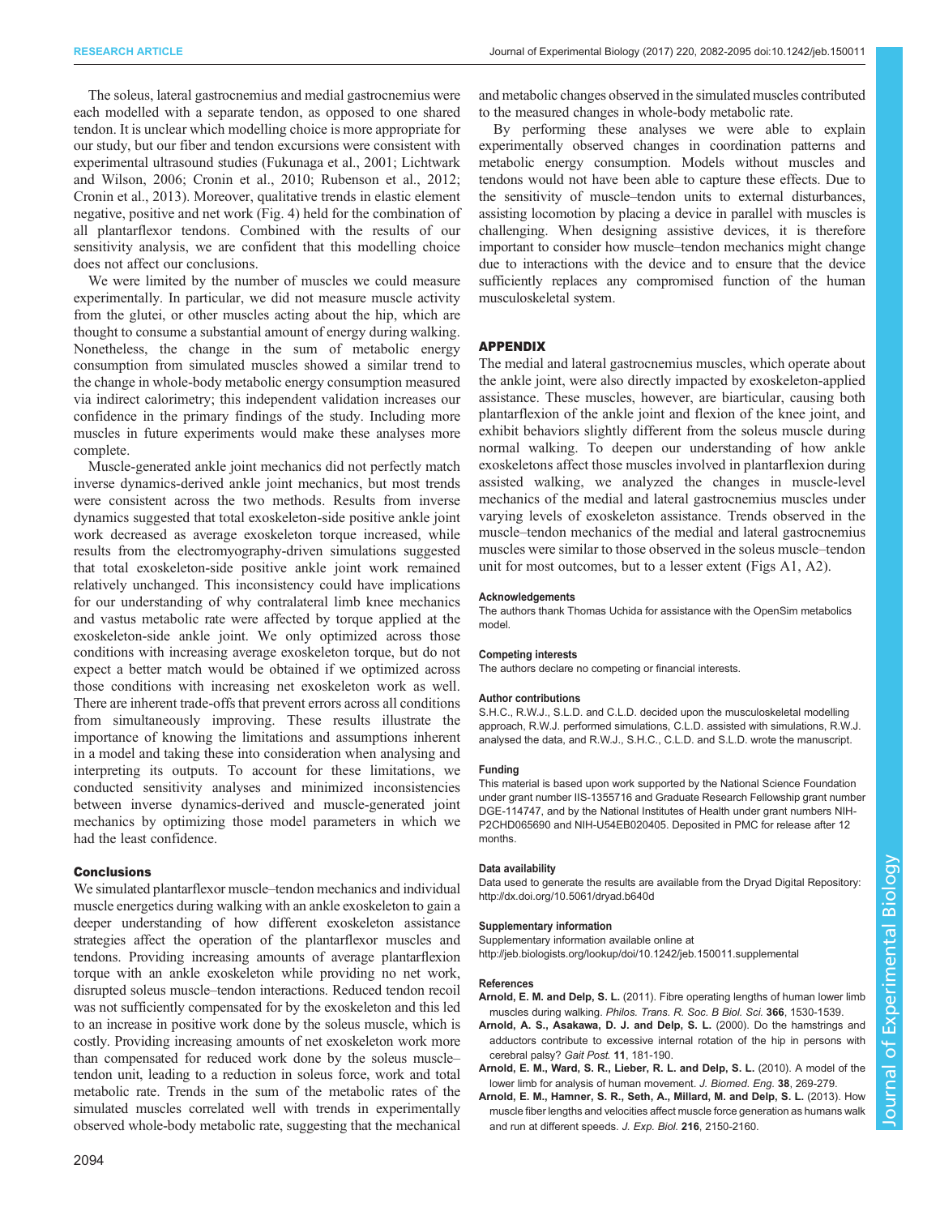The soleus, lateral gastrocnemius and medial gastrocnemius were each modelled with a separate tendon, as opposed to one shared tendon. It is unclear which modelling choice is more appropriate for our study, but our fiber and tendon excursions were consistent with experimental ultrasound studies (Fukunaga et al., 2001; Lichtwark and Wilson, 2006; Cronin et al., 2010; Rubenson et al., 2012; Cronin et al., 2013). Moreover, qualitative trends in elastic element negative, positive and net work (Fig. 4) held for the combination of all plantarflexor tendons. Combined with the results of our sensitivity analysis, we are confident that this modelling choice does not affect our conclusions.

We were limited by the number of muscles we could measure experimentally. In particular, we did not measure muscle activity from the glutei, or other muscles acting about the hip, which are thought to consume a substantial amount of energy during walking. Nonetheless, the change in the sum of metabolic energy consumption from simulated muscles showed a similar trend to the change in whole-body metabolic energy consumption measured via indirect calorimetry; this independent validation increases our confidence in the primary findings of the study. Including more muscles in future experiments would make these analyses more complete.

Muscle-generated ankle joint mechanics did not perfectly match inverse dynamics-derived ankle joint mechanics, but most trends were consistent across the two methods. Results from inverse dynamics suggested that total exoskeleton-side positive ankle joint work decreased as average exoskeleton torque increased, while results from the electromyography-driven simulations suggested that total exoskeleton-side positive ankle joint work remained relatively unchanged. This inconsistency could have implications for our understanding of why contralateral limb knee mechanics and vastus metabolic rate were affected by torque applied at the exoskeleton-side ankle joint. We only optimized across those conditions with increasing average exoskeleton torque, but do not expect a better match would be obtained if we optimized across those conditions with increasing net exoskeleton work as well. There are inherent trade-offs that prevent errors across all conditions from simultaneously improving. These results illustrate the importance of knowing the limitations and assumptions inherent in a model and taking these into consideration when analysing and interpreting its outputs. To account for these limitations, we conducted sensitivity analyses and minimized inconsistencies between inverse dynamics-derived and muscle-generated joint mechanics by optimizing those model parameters in which we had the least confidence.

### Conclusions

We simulated plantarflexor muscle–tendon mechanics and individual muscle energetics during walking with an ankle exoskeleton to gain a deeper understanding of how different exoskeleton assistance strategies affect the operation of the plantarflexor muscles and tendons. Providing increasing amounts of average plantarflexion torque with an ankle exoskeleton while providing no net work, disrupted soleus muscle–tendon interactions. Reduced tendon recoil was not sufficiently compensated for by the exoskeleton and this led to an increase in positive work done by the soleus muscle, which is costly. Providing increasing amounts of net exoskeleton work more than compensated for reduced work done by the soleus muscle–tendon unit, leading to a reduction in soleus force, work and total metabolic rate. Trends in the sum of the metabolic rates of the simulated muscles correlated well with trends in experimentally observed whole-body metabolic rate, suggesting that the mechanical and metabolic changes observed in the simulated muscles contributed to the measured changes in whole-body metabolic rate.

By performing these analyses we were able to explain experimentally observed changes in coordination patterns and metabolic energy consumption. Models without muscles and tendons would not have been able to capture these effects. Due to the sensitivity of muscle–tendon units to external disturbances, assisting locomotion by placing a device in parallel with muscles is challenging. When designing assistive devices, it is therefore important to consider how muscle–tendon mechanics might change due to interactions with the device and to ensure that the device sufficiently replaces any compromised function of the human musculoskeletal system.

## APPENDIX

The medial and lateral gastrocnemius muscles, which operate about the ankle joint, were also directly impacted by exoskeleton-applied assistance. These muscles, however, are biarticular, causing both plantarflexion of the ankle joint and flexion of the knee joint, and exhibit behaviors slightly different from the soleus muscle during normal walking. To deepen our understanding of how ankle exoskeletons affect those muscles involved in plantarflexion during assisted walking, we analyzed the changes in muscle-level mechanics of the medial and lateral gastrocnemius muscles under varying levels of exoskeleton assistance. Trends observed in the muscle–tendon mechanics of the medial and lateral gastrocnemius muscles were similar to those observed in the soleus muscle–tendon unit for most outcomes, but to a lesser extent (Figs A1, A2).

#### Acknowledgements

The authors thank Thomas Uchida for assistance with the OpenSim metabolics model.

#### Competing interests

The authors declare no competing or financial interests.

#### Author contributions

S.H.C., R.W.J., S.L.D. and C.L.D. decided upon the musculoskeletal modelling approach, R.W.J. performed simulations, C.L.D. assisted with simulations, R.W.J. analysed the data, and R.W.J., S.H.C., C.L.D. and S.L.D. wrote the manuscript.

#### Funding

This material is based upon work supported by the National Science Foundation under grant number IIS-1355716 and Graduate Research Fellowship grant number DGE-114747, and by the National Institutes of Health under grant numbers NIH-P2CHD065690 and NIH-U54EB020405. Deposited in PMC for release after 12 months.

#### Data availability

Data used to generate the results are available from the Dryad Digital Repository: http://dx.doi.org/10.5061/dryad.b640d

#### Supplementary information

Supplementary information available online at http://jeb.biologists.org/lookup/doi/10.1242/jeb.150011.supplemental

#### References

**Arnold, E. M. and Delp, S. L.** (2011). Fibre operating lengths of human lower limb muscles during walking. *Philos. Trans. R. Soc. B Biol. Sci.* **366**, 1530-1539.

**Arnold, A. S., Asakawa, D. J. and Delp, S. L.** (2000). Do the hamstrings and adductors contribute to excessive internal rotation of the hip in persons with cerebral palsy? *Gait Post.* **11**, 181-190.

**Arnold, E. M., Ward, S. R., Lieber, R. L. and Delp, S. L.** (2010). A model of the lower limb for analysis of human movement. *J. Biomed. Eng.* **38**, 269-279.

**Arnold, E. M., Hamner, S. R., Seth, A., Millard, M. and Delp, S. L.** (2013). How muscle fiber lengths and velocities affect muscle force generation as humans walk and run at different speeds. *J. Exp. Biol.* **216**, 2150-2160.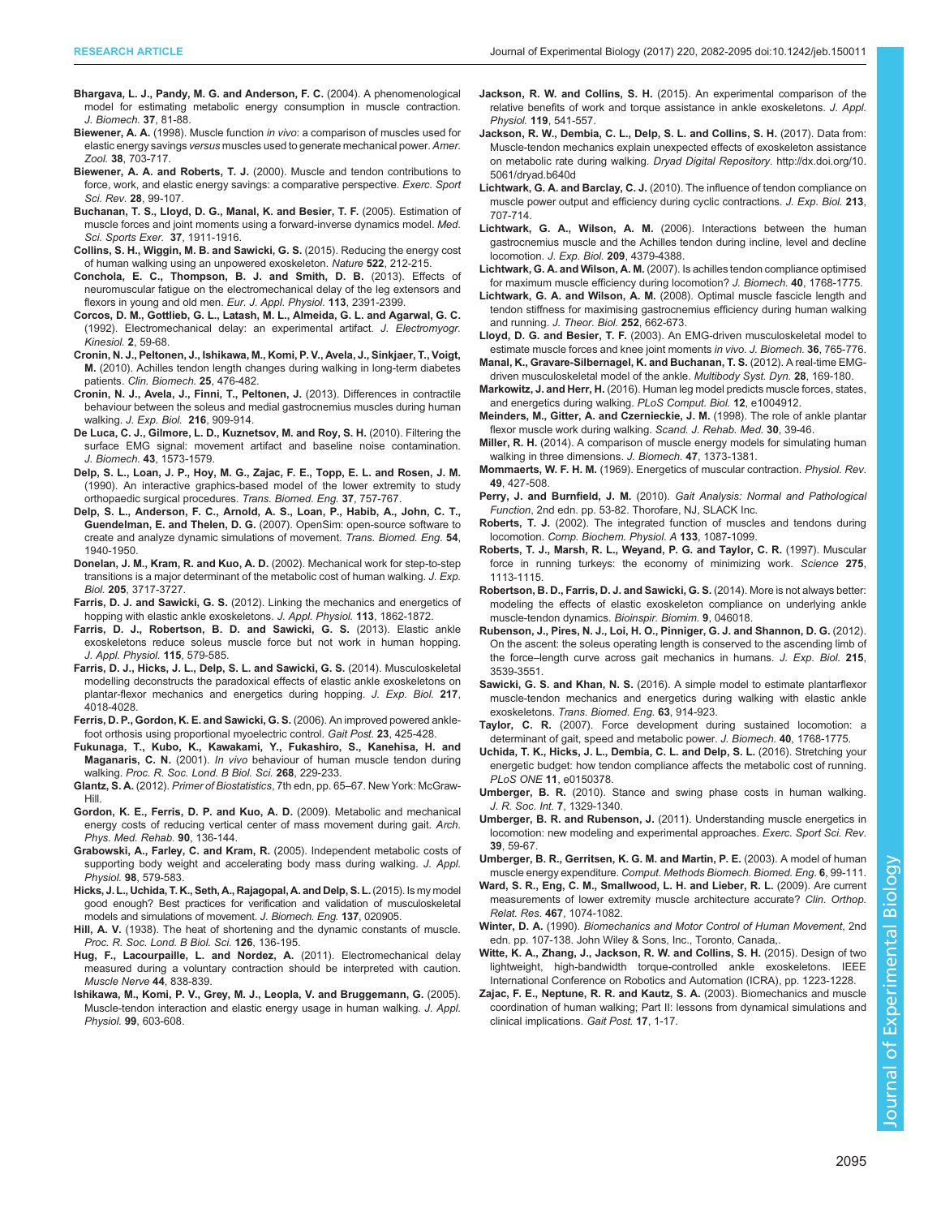**Bhargava, L. J., Pandy, M. G. and Anderson, F. C.** (2004). A phenomenological model for estimating metabolic energy consumption in muscle contraction. *J. Biomech.* **37**, 81-88.

**Biewener, A. A.** (1998). Muscle function *in vivo*: a comparison of muscles used for elastic energy savings *versus* muscles used to generate mechanical power. *Amer. Zool.* **38**, 703-717.

**Biewener, A. A. and Roberts, T. J.** (2000). Muscle and tendon contributions to force, work, and elastic energy savings: a comparative perspective. *Exerc. Sport Sci. Rev.* **28**, 99-107.

**Buchanan, T. S., Lloyd, D. G., Manal, K. and Besier, T. F.** (2005). Estimation of muscle forces and joint moments using a forward-inverse dynamics model. *Med. Sci. Sports Exer.* **37**, 1911-1916.

**Collins, S. H., Wiggin, M. B. and Sawicki, G. S.** (2015). Reducing the energy cost of human walking using an unpowered exoskeleton. *Nature* **522**, 212-215.

**Conchola, E. C., Thompson, B. J. and Smith, D. B.** (2013). Effects of neuromuscular fatigue on the electromechanical delay of the leg extensors and flexors in young and old men. *Eur. J. Appl. Physiol.* **113**, 2391-2399.

**Corcos, D. M., Gottlieb, G. L., Latash, M. L., Almeida, G. L. and Agarwal, G. C.** (1992). Electromechanical delay: an experimental artifact. *J. Electromyogr. Kinesiol.* **2**, 59-68.

**Cronin, N. J., Peltonen, J., Ishikawa, M., Komi, P. V., Avela, J., Sinkjaer, T., Voigt, M.** (2010). Achilles tendon length changes during walking in long-term diabetes patients. *Clin. Biomech.* **25**, 476-482.

**Cronin, N. J., Avela, J., Finni, T., Peltonen, J.** (2013). Differences in contractile behaviour between the soleus and medial gastrocnemius muscles during human walking. *J. Exp. Biol.* **216**, 909-914.

**De Luca, C. J., Gilmore, L. D., Kuznetsov, M. and Roy, S. H.** (2010). Filtering the surface EMG signal: movement artifact and baseline noise contamination. *J. Biomech.* **43**, 1573-1579.

**Delp, S. L., Loan, J. P., Hoy, M. G., Zajac, F. E., Topp, E. L. and Rosen, J. M.** (1990). An interactive graphics-based model of the lower extremity to study orthopaedic surgical procedures. *Trans. Biomed. Eng.* **37**, 757-767.

**Delp, S. L., Anderson, F. C., Arnold, A. S., Loan, P., Habib, A., John, C. T., Guendelman, E. and Thelen, D. G.** (2007). OpenSim: open-source software to create and analyze dynamic simulations of movement. *Trans. Biomed. Eng.* **54**, 1940-1950.

**Donelan, J. M., Kram, R. and Kuo, A. D.** (2002). Mechanical work for step-to-step transitions is a major determinant of the metabolic cost of human walking. *J. Exp. Biol.* **205**, 3717-3727.

**Farris, D. J. and Sawicki, G. S.** (2012). Linking the mechanics and energetics of hopping with elastic ankle exoskeletons. *J. Appl. Physiol.* **113**, 1862-1872.

**Farris, D. J., Robertson, B. D. and Sawicki, G. S.** (2013). Elastic ankle exoskeletons reduce soleus muscle force but not work in human hopping. *J. Appl. Physiol.* **115**, 579-585.

**Farris, D. J., Hicks, J. L., Delp, S. L. and Sawicki, G. S.** (2014). Musculoskeletal modelling deconstructs the paradoxical effects of elastic ankle exoskeletons on plantar-flexor mechanics and energetics during hopping. *J. Exp. Biol.* **217**, 4018-4028.

**Ferris, D. P., Gordon, K. E. and Sawicki, G. S.** (2006). An improved powered ankle-foot orthosis using proportional myoelectric control. *Gait Post.* **23**, 425-428.

**Fukunaga, T., Kubo, K., Kawakami, Y., Fukashiro, S., Kanehisa, H. and Maganaris, C. N.** (2001). *In vivo* behaviour of human muscle tendon during walking. *Proc. R. Soc. Lond. B Biol. Sci.* **268**, 229-233.

**Glantz, S. A.** (2012). *Primer of Biostatistics*, 7th edn, pp. 65–67. New York: McGraw-Hill.

**Gordon, K. E., Ferris, D. P. and Kuo, A. D.** (2009). Metabolic and mechanical energy costs of reducing vertical center of mass movement during gait. *Arch. Phys. Med. Rehab.* **90**, 136-144.

**Grabowski, A., Farley, C. and Kram, R.** (2005). Independent metabolic costs of supporting body weight and accelerating body mass during walking. *J. Appl. Physiol.* **98**, 579-583.

**Hicks, J. L., Uchida, T. K., Seth, A., Rajagopal, A. and Delp, S. L.** (2015). Is my model good enough? Best practices for verification and validation of musculoskeletal models and simulations of movement. *J. Biomech. Eng.* **137**, 020905.

**Hill, A. V.** (1938). The heat of shortening and the dynamic constants of muscle. *Proc. R. Soc. Lond. B Biol. Sci.* **126**, 136-195.

**Hug, F., Lacourpaille, L. and Nordez, A.** (2011). Electromechanical delay measured during a voluntary contraction should be interpreted with caution. *Muscle Nerve* **44**, 838-839.

**Ishikawa, M., Komi, P. V., Grey, M. J., Leopla, V. and Bruggemann, G.** (2005). Muscle-tendon interaction and elastic energy usage in human walking. *J. Appl. Physiol.* **99**, 603-608.

**Jackson, R. W. and Collins, S. H.** (2015). An experimental comparison of the relative benefits of work and torque assistance in ankle exoskeletons. *J. Appl. Physiol.* **119**, 541-557.

**Jackson, R. W., Dembia, C. L., Delp, S. L. and Collins, S. H.** (2017). Data from: Muscle-tendon mechanics explain unexpected effects of exoskeleton assistance on metabolic rate during walking. *Dryad Digital Repository*. http://dx.doi.org/10.5061/dryad.b640d

**Lichtwark, G. A. and Barclay, C. J.** (2010). The influence of tendon compliance on muscle power output and efficiency during cyclic contractions. *J. Exp. Biol.* **213**, 707-714.

**Lichtwark, G. A., Wilson, A. M.** (2006). Interactions between the human gastrocnemius muscle and the Achilles tendon during incline, level and decline locomotion. *J. Exp. Biol.* **209**, 4379-4388.

**Lichtwark, G. A. and Wilson, A. M.** (2007). Is achilles tendon compliance optimised for maximum muscle efficiency during locomotion? *J. Biomech.* **40**, 1768-1775.

**Lichtwark, G. A. and Wilson, A. M.** (2008). Optimal muscle fascicle length and tendon stiffness for maximising gastrocnemius efficiency during human walking and running. *J. Theor. Biol.* **252**, 662-673.

**Lloyd, D. G. and Besier, T. F.** (2003). An EMG-driven musculoskeletal model to estimate muscle forces and knee joint moments *in vivo*. *J. Biomech.* **36**, 765-776.

**Manal, K., Gravare-Silbernagel, K. and Buchanan, T. S.** (2012). A real-time EMG-driven musculoskeletal model of the ankle. *Multibody Syst. Dyn.* **28**, 169-180.

**Markowitz, J. and Herr, H.** (2016). Human leg model predicts muscle forces, states, and energetics during walking. *PLoS Comput. Biol.* **12**, e1004912.

**Meinders, M., Gitter, A. and Czerniecki, J. M.** (1998). The role of ankle plantar flexor muscle work during walking. *Scand. J. Rehab. Med.* **30**, 39-46.

**Miller, R. H.** (2014). A comparison of muscle energy models for simulating human walking in three dimensions. *J. Biomech.* **47**, 1373-1381.

**Mommaerts, W. F. H. M.** (1969). Energetics of muscular contraction. *Physiol. Rev.* **49**, 427-508.

**Perry, J. and Burnfield, J. M.** (2010). *Gait Analysis: Normal and Pathological Function*, 2nd edn. pp. 53-82. Thorofare, NJ, SLACK Inc.

**Roberts, T. J.** (2002). The integrated function of muscles and tendons during locomotion. *Comp. Biochem. Physiol. A* **133**, 1087-1099.

**Roberts, T. J., Marsh, R. L., Weyand, P. G. and Taylor, C. R.** (1997). Muscular force in running turkeys: the economy of minimizing work. *Science* **275**, 1113-1115.

**Robertson, B. D., Farris, D. J. and Sawicki, G. S.** (2014). More is not always better: modeling the effects of elastic exoskeleton compliance on underlying ankle muscle-tendon dynamics. *Bioinspir. Biomim.* **9**, 046018.

**Rubenson, J., Pires, N. J., Loi, H. O., Pinniger, G. J. and Shannon, D. G.** (2012). On the ascent: the soleus operating length is conserved to the ascending limb of the force–length curve across gait mechanics in humans. *J. Exp. Biol.* **215**, 3539-3551.

**Sawicki, G. S. and Khan, N. S.** (2016). A simple model to estimate plantarflexor muscle-tendon mechanics and energetics during walking with elastic ankle exoskeletons. *Trans. Biomed. Eng.* **63**, 914-923.

**Taylor, C. R.** (2007). Force development during sustained locomotion: a determinant of gait, speed and metabolic power. *J. Biomech.* **40**, 1768-1775.

**Uchida, T. K., Hicks, J. L., Dembia, C. L. and Delp, S. L.** (2016). Stretching your energetic budget: how tendon compliance affects the metabolic cost of running. *PLoS ONE* **11**, e0150378.

**Umberger, B. R.** (2010). Stance and swing phase costs in human walking. *J. R. Soc. Int.* **7**, 1329-1340.

**Umberger, B. R. and Rubenson, J.** (2011). Understanding muscle energetics in locomotion: new modeling and experimental approaches. *Exerc. Sport Sci. Rev.* **39**, 59-67.

**Umberger, B. R., Gerritsen, K. G. M. and Martin, P. E.** (2003). A model of human muscle energy expenditure. *Comput. Methods Biomech. Biomed. Eng.* **6**, 99-111.

**Ward, S. R., Eng, C. M., Smallwood, L. H. and Lieber, R. L.** (2009). Are current measurements of lower extremity muscle architecture accurate? *Clin. Orthop. Relat. Res.* **467**, 1074-1082.

**Winter, D. A.** (1990). *Biomechanics and Motor Control of Human Movement*, 2nd edn. pp. 107-138. John Wiley & Sons, Inc., Toronto, Canada,.

**Witte, K. A., Zhang, J., Jackson, R. W. and Collins, S. H.** (2015). Design of two lightweight, high-bandwidth torque-controlled ankle exoskeletons. IEEE International Conference on Robotics and Automation (ICRA), pp. 1223-1228.

**Zajac, F. E., Neptune, R. R. and Kautz, S. A.** (2003). Biomechanics and muscle coordination of human walking; Part II: lessons from dynamical simulations and clinical implications. *Gait Post.* **17**, 1-17.